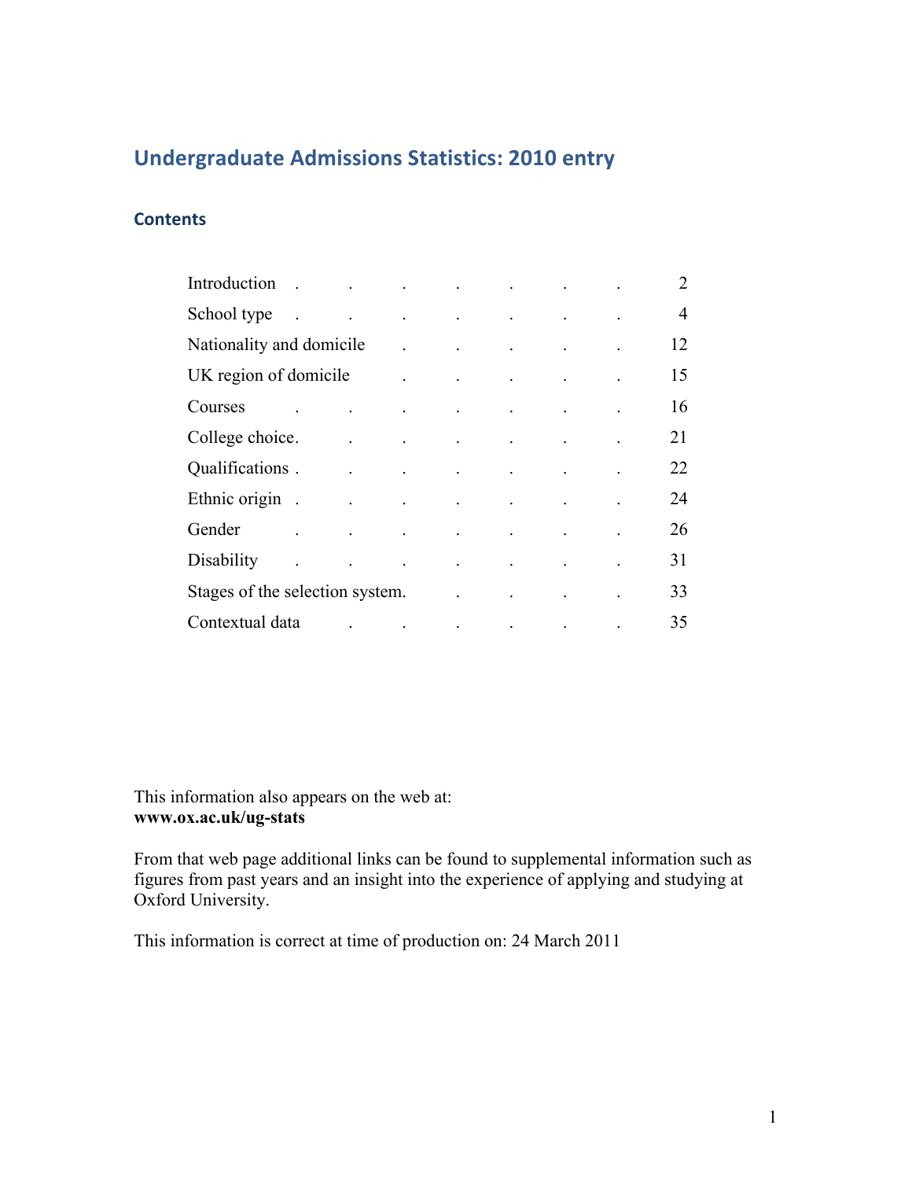# Undergraduate Admissions Statistics: 2010 entry

## Contents

| Section | Page |
|---|---|
| Introduction | 2 |
| School type | 4 |
| Nationality and domicile | 12 |
| UK region of domicile | 15 |
| Courses | 16 |
| College choice | 21 |
| Qualifications | 22 |
| Ethnic origin | 24 |
| Gender | 26 |
| Disability | 31 |
| Stages of the selection system | 33 |
| Contextual data | 35 |

This information also appears on the web at:
**www.ox.ac.uk/ug-stats**

From that web page additional links can be found to supplemental information such as figures from past years and an insight into the experience of applying and studying at Oxford University.

This information is correct at time of production on: 24 March 2011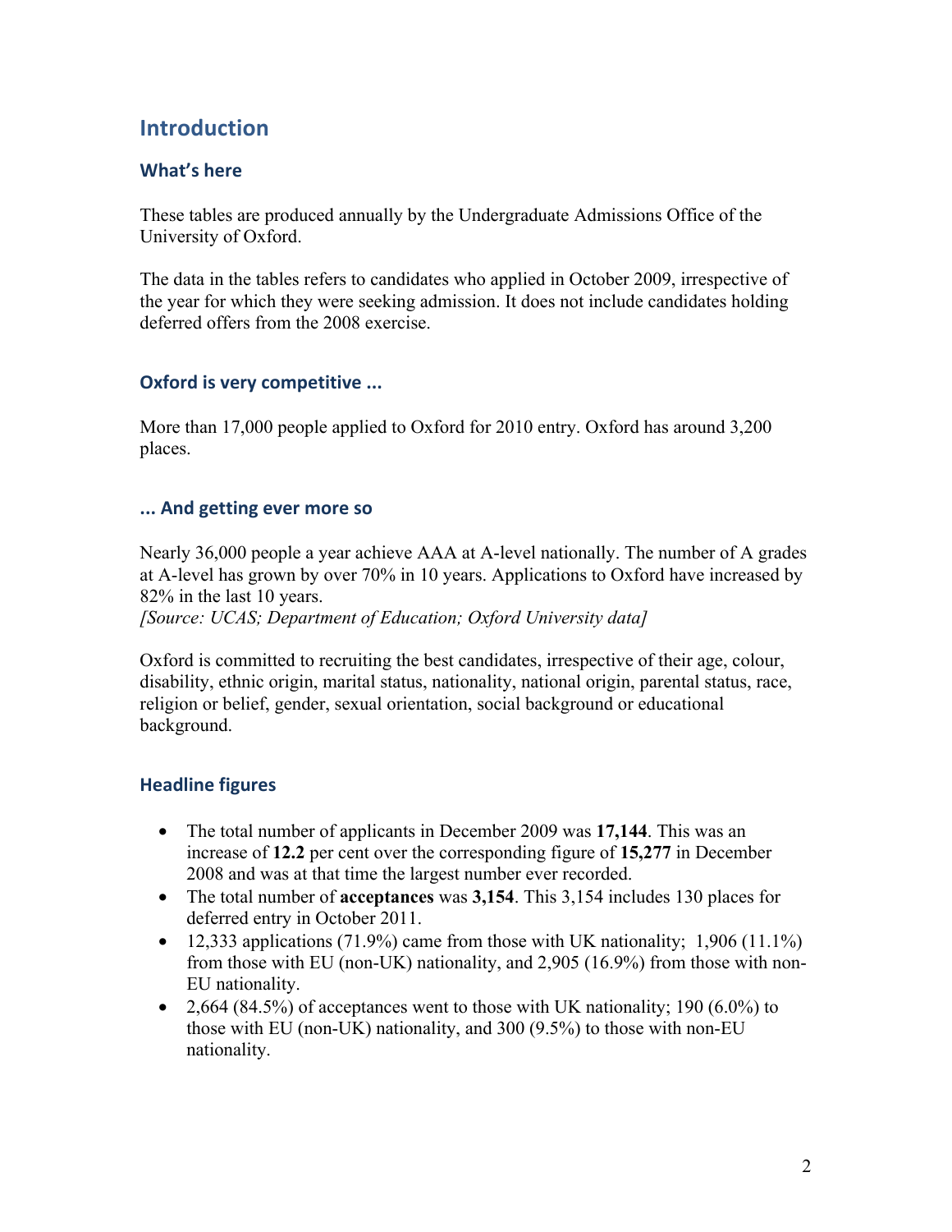# Introduction

## What's here

These tables are produced annually by the Undergraduate Admissions Office of the University of Oxford.

The data in the tables refers to candidates who applied in October 2009, irrespective of the year for which they were seeking admission. It does not include candidates holding deferred offers from the 2008 exercise.

## Oxford is very competitive ...

More than 17,000 people applied to Oxford for 2010 entry. Oxford has around 3,200 places.

## ... And getting ever more so

Nearly 36,000 people a year achieve AAA at A-level nationally. The number of A grades at A-level has grown by over 70% in 10 years. Applications to Oxford have increased by 82% in the last 10 years.
*[Source: UCAS; Department of Education; Oxford University data]*

Oxford is committed to recruiting the best candidates, irrespective of their age, colour, disability, ethnic origin, marital status, nationality, national origin, parental status, race, religion or belief, gender, sexual orientation, social background or educational background.

## Headline figures

- The total number of applicants in December 2009 was **17,144**. This was an increase of **12.2** per cent over the corresponding figure of **15,277** in December 2008 and was at that time the largest number ever recorded.
- The total number of **acceptances** was **3,154**. This 3,154 includes 130 places for deferred entry in October 2011.
- 12,333 applications (71.9%) came from those with UK nationality; 1,906 (11.1%) from those with EU (non-UK) nationality, and 2,905 (16.9%) from those with non-EU nationality.
- 2,664 (84.5%) of acceptances went to those with UK nationality; 190 (6.0%) to those with EU (non-UK) nationality, and 300 (9.5%) to those with non-EU nationality.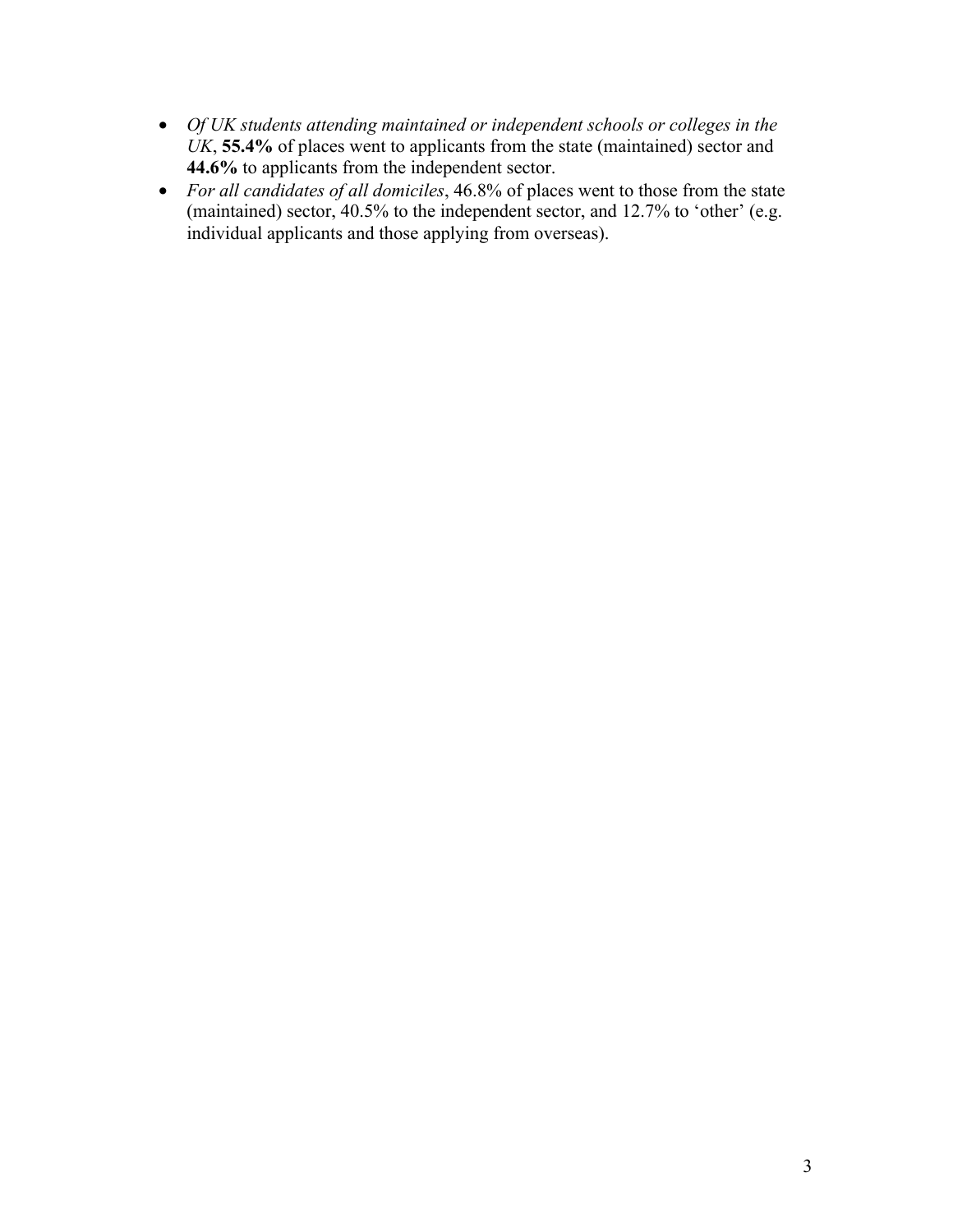- *Of UK students attending maintained or independent schools or colleges in the UK*, **55.4%** of places went to applicants from the state (maintained) sector and **44.6%** to applicants from the independent sector.
- *For all candidates of all domiciles*, 46.8% of places went to those from the state (maintained) sector, 40.5% to the independent sector, and 12.7% to 'other' (e.g. individual applicants and those applying from overseas).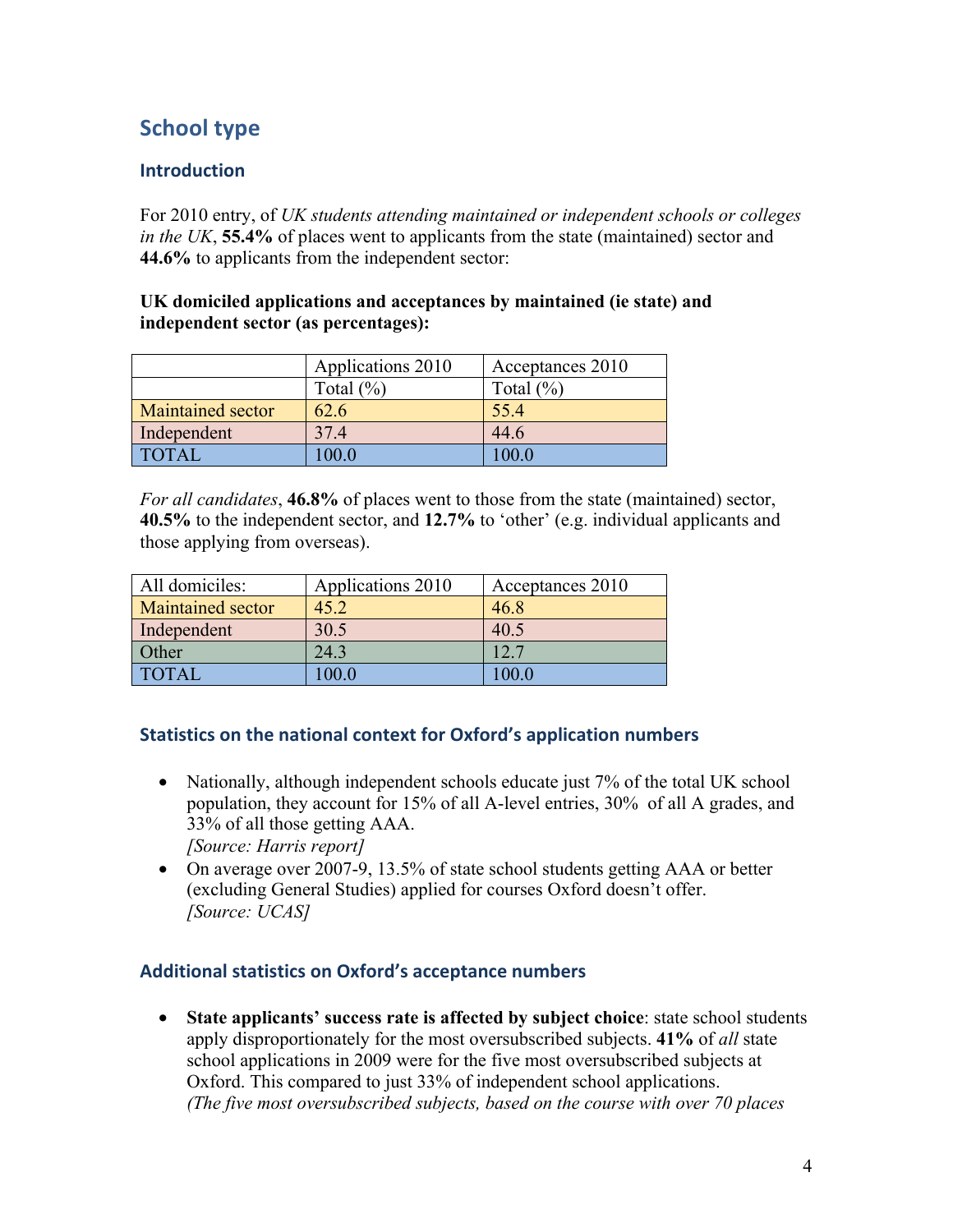## School type

### Introduction

For 2010 entry, of *UK students attending maintained or independent schools or colleges in the UK*, **55.4%** of places went to applicants from the state (maintained) sector and **44.6%** to applicants from the independent sector:

**UK domiciled applications and acceptances by maintained (ie state) and independent sector (as percentages):**

| | Applications 2010 | Acceptances 2010 |
|---|---|---|
| | Total (%) | Total (%) |
| Maintained sector | 62.6 | 55.4 |
| Independent | 37.4 | 44.6 |
| TOTAL | 100.0 | 100.0 |

*For all candidates*, **46.8%** of places went to those from the state (maintained) sector, **40.5%** to the independent sector, and **12.7%** to 'other' (e.g. individual applicants and those applying from overseas).

| All domiciles: | Applications 2010 | Acceptances 2010 |
|---|---|---|
| Maintained sector | 45.2 | 46.8 |
| Independent | 30.5 | 40.5 |
| Other | 24.3 | 12.7 |
| TOTAL | 100.0 | 100.0 |

### Statistics on the national context for Oxford's application numbers

- Nationally, although independent schools educate just 7% of the total UK school population, they account for 15% of all A-level entries, 30% of all A grades, and 33% of all those getting AAA.
  *[Source: Harris report]*
- On average over 2007-9, 13.5% of state school students getting AAA or better (excluding General Studies) applied for courses Oxford doesn't offer.
  *[Source: UCAS]*

### Additional statistics on Oxford's acceptance numbers

- **State applicants' success rate is affected by subject choice**: state school students apply disproportionately for the most oversubscribed subjects. **41%** of *all* state school applications in 2009 were for the five most oversubscribed subjects at Oxford. This compared to just 33% of independent school applications.
  *(The five most oversubscribed subjects, based on the course with over 70 places*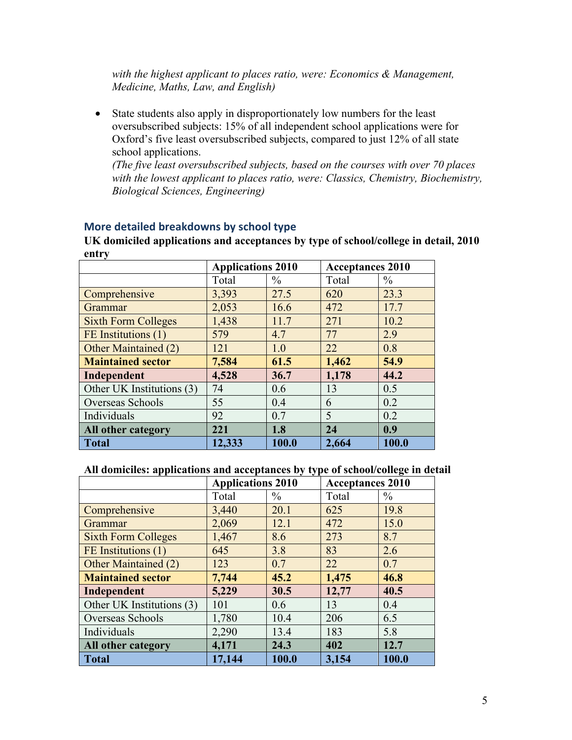*with the highest applicant to places ratio, were: Economics & Management, Medicine, Maths, Law, and English)*

- State students also apply in disproportionately low numbers for the least oversubscribed subjects: 15% of all independent school applications were for Oxford's five least oversubscribed subjects, compared to just 12% of all state school applications.
  *(The five least oversubscribed subjects, based on the courses with over 70 places with the lowest applicant to places ratio, were: Classics, Chemistry, Biochemistry, Biological Sciences, Engineering)*

## More detailed breakdowns by school type

**UK domiciled applications and acceptances by type of school/college in detail, 2010 entry**

| | Applications 2010 | | Acceptances 2010 | |
|---|---|---|---|---|
| | Total | % | Total | % |
| Comprehensive | 3,393 | 27.5 | 620 | 23.3 |
| Grammar | 2,053 | 16.6 | 472 | 17.7 |
| Sixth Form Colleges | 1,438 | 11.7 | 271 | 10.2 |
| FE Institutions (1) | 579 | 4.7 | 77 | 2.9 |
| Other Maintained (2) | 121 | 1.0 | 22 | 0.8 |
| **Maintained sector** | **7,584** | **61.5** | **1,462** | **54.9** |
| **Independent** | **4,528** | **36.7** | **1,178** | **44.2** |
| Other UK Institutions (3) | 74 | 0.6 | 13 | 0.5 |
| Overseas Schools | 55 | 0.4 | 6 | 0.2 |
| Individuals | 92 | 0.7 | 5 | 0.2 |
| **All other category** | **221** | **1.8** | **24** | **0.9** |
| **Total** | **12,333** | **100.0** | **2,664** | **100.0** |

**All domiciles: applications and acceptances by type of school/college in detail**

| | Applications 2010 | | Acceptances 2010 | |
|---|---|---|---|---|
| | Total | % | Total | % |
| Comprehensive | 3,440 | 20.1 | 625 | 19.8 |
| Grammar | 2,069 | 12.1 | 472 | 15.0 |
| Sixth Form Colleges | 1,467 | 8.6 | 273 | 8.7 |
| FE Institutions (1) | 645 | 3.8 | 83 | 2.6 |
| Other Maintained (2) | 123 | 0.7 | 22 | 0.7 |
| **Maintained sector** | **7,744** | **45.2** | **1,475** | **46.8** |
| **Independent** | **5,229** | **30.5** | **12,77** | **40.5** |
| Other UK Institutions (3) | 101 | 0.6 | 13 | 0.4 |
| Overseas Schools | 1,780 | 10.4 | 206 | 6.5 |
| Individuals | 2,290 | 13.4 | 183 | 5.8 |
| **All other category** | **4,171** | **24.3** | **402** | **12.7** |
| **Total** | **17,144** | **100.0** | **3,154** | **100.0** |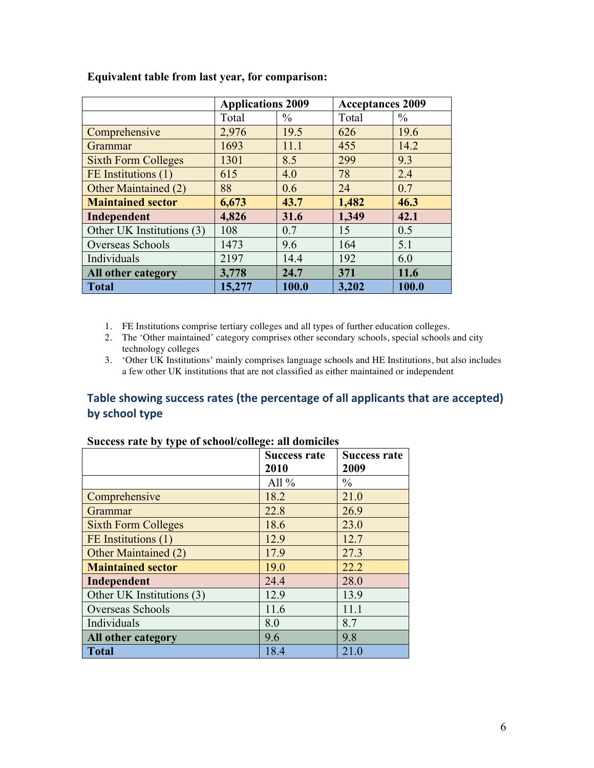**Equivalent table from last year, for comparison:**

| | Applications 2009 | | Acceptances 2009 | |
|---|---|---|---|---|
| | Total | % | Total | % |
| Comprehensive | 2,976 | 19.5 | 626 | 19.6 |
| Grammar | 1693 | 11.1 | 455 | 14.2 |
| Sixth Form Colleges | 1301 | 8.5 | 299 | 9.3 |
| FE Institutions (1) | 615 | 4.0 | 78 | 2.4 |
| Other Maintained (2) | 88 | 0.6 | 24 | 0.7 |
| **Maintained sector** | **6,673** | **43.7** | **1,482** | **46.3** |
| **Independent** | **4,826** | **31.6** | **1,349** | **42.1** |
| Other UK Institutions (3) | 108 | 0.7 | 15 | 0.5 |
| Overseas Schools | 1473 | 9.6 | 164 | 5.1 |
| Individuals | 2197 | 14.4 | 192 | 6.0 |
| **All other category** | **3,778** | **24.7** | **371** | **11.6** |
| **Total** | **15,277** | **100.0** | **3,202** | **100.0** |

1. FE Institutions comprise tertiary colleges and all types of further education colleges.
2. The 'Other maintained' category comprises other secondary schools, special schools and city technology colleges
3. 'Other UK Institutions' mainly comprises language schools and HE Institutions, but also includes a few other UK institutions that are not classified as either maintained or independent

## Table showing success rates (the percentage of all applicants that are accepted) by school type

**Success rate by type of school/college: all domiciles**

| | Success rate 2010 | Success rate 2009 |
|---|---|---|
| | All % | % |
| Comprehensive | 18.2 | 21.0 |
| Grammar | 22.8 | 26.9 |
| Sixth Form Colleges | 18.6 | 23.0 |
| FE Institutions (1) | 12.9 | 12.7 |
| Other Maintained (2) | 17.9 | 27.3 |
| **Maintained sector** | 19.0 | 22.2 |
| **Independent** | 24.4 | 28.0 |
| Other UK Institutions (3) | 12.9 | 13.9 |
| Overseas Schools | 11.6 | 11.1 |
| Individuals | 8.0 | 8.7 |
| **All other category** | 9.6 | 9.8 |
| **Total** | 18.4 | 21.0 |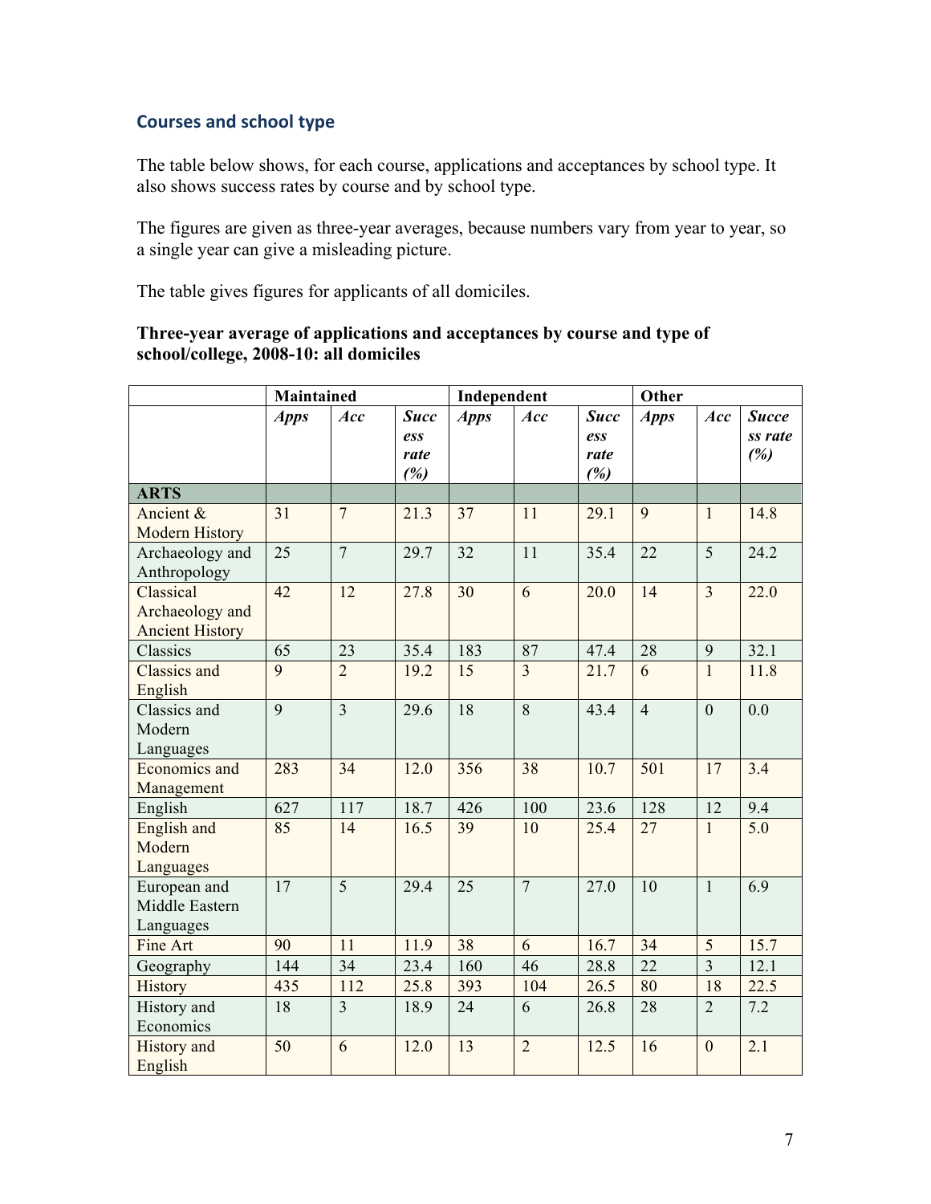## Courses and school type

The table below shows, for each course, applications and acceptances by school type. It also shows success rates by course and by school type.

The figures are given as three-year averages, because numbers vary from year to year, so a single year can give a misleading picture.

The table gives figures for applicants of all domiciles.

**Three-year average of applications and acceptances by course and type of school/college, 2008-10: all domiciles**

| | **Maintained** | | | **Independent** | | | **Other** | | |
|---|---|---|---|---|---|---|---|---|---|
| | ***Apps*** | ***Acc*** | ***Success rate (%)*** | ***Apps*** | ***Acc*** | ***Success rate (%)*** | ***Apps*** | ***Acc*** | ***Success rate (%)*** |
| **ARTS** | | | | | | | | | |
| Ancient & Modern History | 31 | 7 | 21.3 | 37 | 11 | 29.1 | 9 | 1 | 14.8 |
| Archaeology and Anthropology | 25 | 7 | 29.7 | 32 | 11 | 35.4 | 22 | 5 | 24.2 |
| Classical Archaeology and Ancient History | 42 | 12 | 27.8 | 30 | 6 | 20.0 | 14 | 3 | 22.0 |
| Classics | 65 | 23 | 35.4 | 183 | 87 | 47.4 | 28 | 9 | 32.1 |
| Classics and English | 9 | 2 | 19.2 | 15 | 3 | 21.7 | 6 | 1 | 11.8 |
| Classics and Modern Languages | 9 | 3 | 29.6 | 18 | 8 | 43.4 | 4 | 0 | 0.0 |
| Economics and Management | 283 | 34 | 12.0 | 356 | 38 | 10.7 | 501 | 17 | 3.4 |
| English | 627 | 117 | 18.7 | 426 | 100 | 23.6 | 128 | 12 | 9.4 |
| English and Modern Languages | 85 | 14 | 16.5 | 39 | 10 | 25.4 | 27 | 1 | 5.0 |
| European and Middle Eastern Languages | 17 | 5 | 29.4 | 25 | 7 | 27.0 | 10 | 1 | 6.9 |
| Fine Art | 90 | 11 | 11.9 | 38 | 6 | 16.7 | 34 | 5 | 15.7 |
| Geography | 144 | 34 | 23.4 | 160 | 46 | 28.8 | 22 | 3 | 12.1 |
| History | 435 | 112 | 25.8 | 393 | 104 | 26.5 | 80 | 18 | 22.5 |
| History and Economics | 18 | 3 | 18.9 | 24 | 6 | 26.8 | 28 | 2 | 7.2 |
| History and English | 50 | 6 | 12.0 | 13 | 2 | 12.5 | 16 | 0 | 2.1 |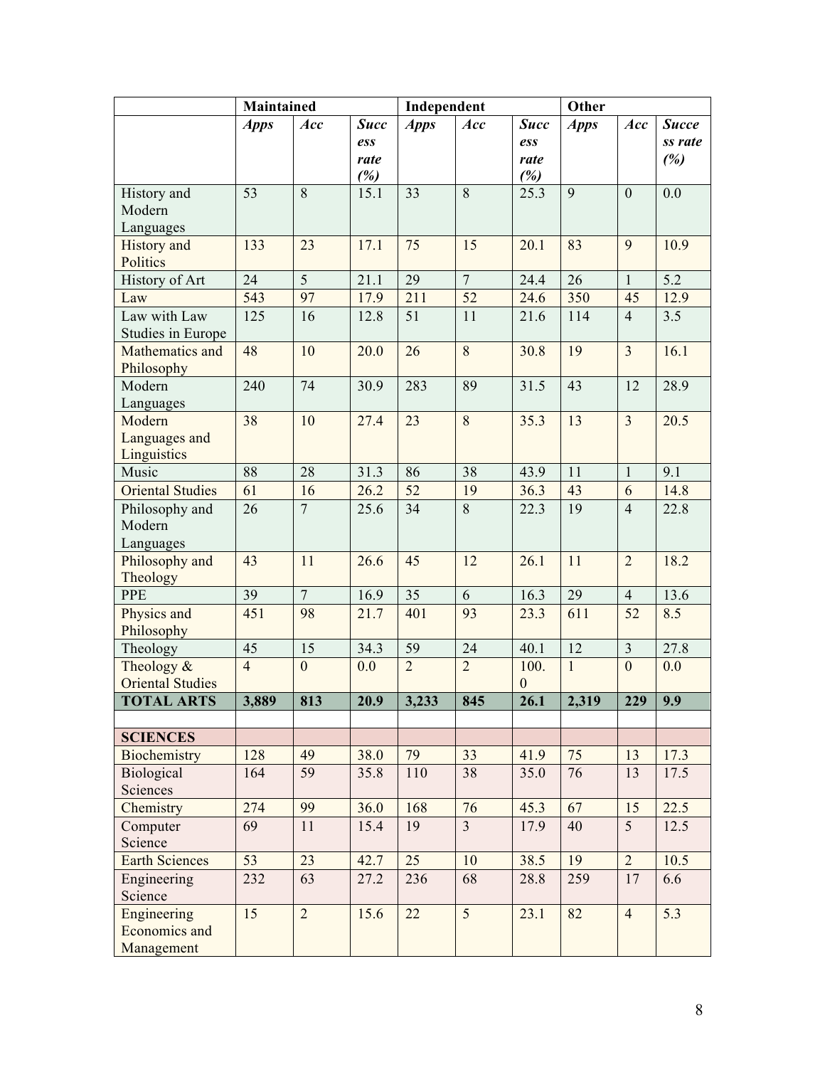| | Maintained | | | Independent | | | Other | | |
|---|---|---|---|---|---|---|---|---|---|
| | ***Apps*** | ***Acc*** | ***Success rate (%)*** | ***Apps*** | ***Acc*** | ***Success rate (%)*** | ***Apps*** | ***Acc*** | ***Success rate (%)*** |
| History and Modern Languages | 53 | 8 | 15.1 | 33 | 8 | 25.3 | 9 | 0 | 0.0 |
| History and Politics | 133 | 23 | 17.1 | 75 | 15 | 20.1 | 83 | 9 | 10.9 |
| History of Art | 24 | 5 | 21.1 | 29 | 7 | 24.4 | 26 | 1 | 5.2 |
| Law | 543 | 97 | 17.9 | 211 | 52 | 24.6 | 350 | 45 | 12.9 |
| Law with Law Studies in Europe | 125 | 16 | 12.8 | 51 | 11 | 21.6 | 114 | 4 | 3.5 |
| Mathematics and Philosophy | 48 | 10 | 20.0 | 26 | 8 | 30.8 | 19 | 3 | 16.1 |
| Modern Languages | 240 | 74 | 30.9 | 283 | 89 | 31.5 | 43 | 12 | 28.9 |
| Modern Languages and Linguistics | 38 | 10 | 27.4 | 23 | 8 | 35.3 | 13 | 3 | 20.5 |
| Music | 88 | 28 | 31.3 | 86 | 38 | 43.9 | 11 | 1 | 9.1 |
| Oriental Studies | 61 | 16 | 26.2 | 52 | 19 | 36.3 | 43 | 6 | 14.8 |
| Philosophy and Modern Languages | 26 | 7 | 25.6 | 34 | 8 | 22.3 | 19 | 4 | 22.8 |
| Philosophy and Theology | 43 | 11 | 26.6 | 45 | 12 | 26.1 | 11 | 2 | 18.2 |
| PPE | 39 | 7 | 16.9 | 35 | 6 | 16.3 | 29 | 4 | 13.6 |
| Physics and Philosophy | 451 | 98 | 21.7 | 401 | 93 | 23.3 | 611 | 52 | 8.5 |
| Theology | 45 | 15 | 34.3 | 59 | 24 | 40.1 | 12 | 3 | 27.8 |
| Theology & Oriental Studies | 4 | 0 | 0.0 | 2 | 2 | 100.0 | 1 | 0 | 0.0 |
| **TOTAL ARTS** | **3,889** | **813** | **20.9** | **3,233** | **845** | **26.1** | **2,319** | **229** | **9.9** |
| | | | | | | | | | |
| **SCIENCES** | | | | | | | | | |
| Biochemistry | 128 | 49 | 38.0 | 79 | 33 | 41.9 | 75 | 13 | 17.3 |
| Biological Sciences | 164 | 59 | 35.8 | 110 | 38 | 35.0 | 76 | 13 | 17.5 |
| Chemistry | 274 | 99 | 36.0 | 168 | 76 | 45.3 | 67 | 15 | 22.5 |
| Computer Science | 69 | 11 | 15.4 | 19 | 3 | 17.9 | 40 | 5 | 12.5 |
| Earth Sciences | 53 | 23 | 42.7 | 25 | 10 | 38.5 | 19 | 2 | 10.5 |
| Engineering Science | 232 | 63 | 27.2 | 236 | 68 | 28.8 | 259 | 17 | 6.6 |
| Engineering Economics and Management | 15 | 2 | 15.6 | 22 | 5 | 23.1 | 82 | 4 | 5.3 |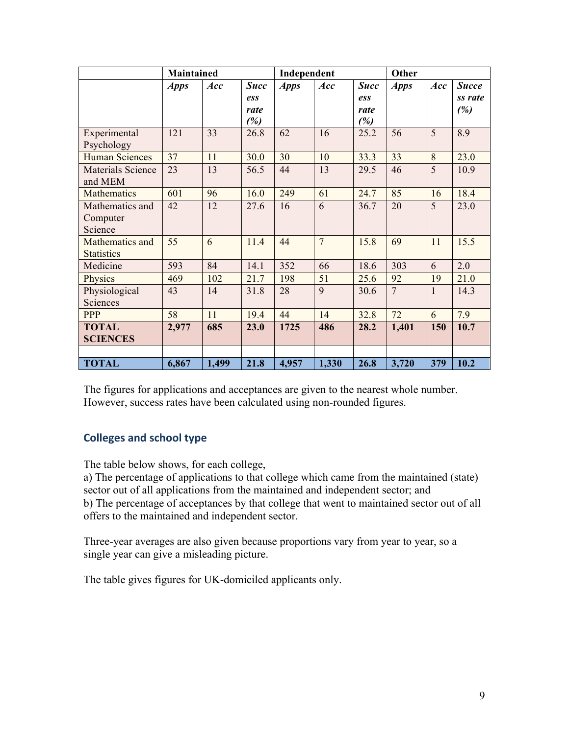| | Maintained | | | Independent | | | Other | | |
|---|---|---|---|---|---|---|---|---|---|
| | ***Apps*** | ***Acc*** | ***Success rate (%)*** | ***Apps*** | ***Acc*** | ***Success rate (%)*** | ***Apps*** | ***Acc*** | ***Success rate (%)*** |
| Experimental Psychology | 121 | 33 | 26.8 | 62 | 16 | 25.2 | 56 | 5 | 8.9 |
| Human Sciences | 37 | 11 | 30.0 | 30 | 10 | 33.3 | 33 | 8 | 23.0 |
| Materials Science and MEM | 23 | 13 | 56.5 | 44 | 13 | 29.5 | 46 | 5 | 10.9 |
| Mathematics | 601 | 96 | 16.0 | 249 | 61 | 24.7 | 85 | 16 | 18.4 |
| Mathematics and Computer Science | 42 | 12 | 27.6 | 16 | 6 | 36.7 | 20 | 5 | 23.0 |
| Mathematics and Statistics | 55 | 6 | 11.4 | 44 | 7 | 15.8 | 69 | 11 | 15.5 |
| Medicine | 593 | 84 | 14.1 | 352 | 66 | 18.6 | 303 | 6 | 2.0 |
| Physics | 469 | 102 | 21.7 | 198 | 51 | 25.6 | 92 | 19 | 21.0 |
| Physiological Sciences | 43 | 14 | 31.8 | 28 | 9 | 30.6 | 7 | 1 | 14.3 |
| PPP | 58 | 11 | 19.4 | 44 | 14 | 32.8 | 72 | 6 | 7.9 |
| **TOTAL SCIENCES** | **2,977** | **685** | **23.0** | **1725** | **486** | **28.2** | **1,401** | **150** | **10.7** |
| | | | | | | | | | |
| **TOTAL** | **6,867** | **1,499** | **21.8** | **4,957** | **1,330** | **26.8** | **3,720** | **379** | **10.2** |

The figures for applications and acceptances are given to the nearest whole number. However, success rates have been calculated using non-rounded figures.

## Colleges and school type

The table below shows, for each college,
a) The percentage of applications to that college which came from the maintained (state) sector out of all applications from the maintained and independent sector; and
b) The percentage of acceptances by that college that went to maintained sector out of all offers to the maintained and independent sector.

Three-year averages are also given because proportions vary from year to year, so a single year can give a misleading picture.

The table gives figures for UK-domiciled applicants only.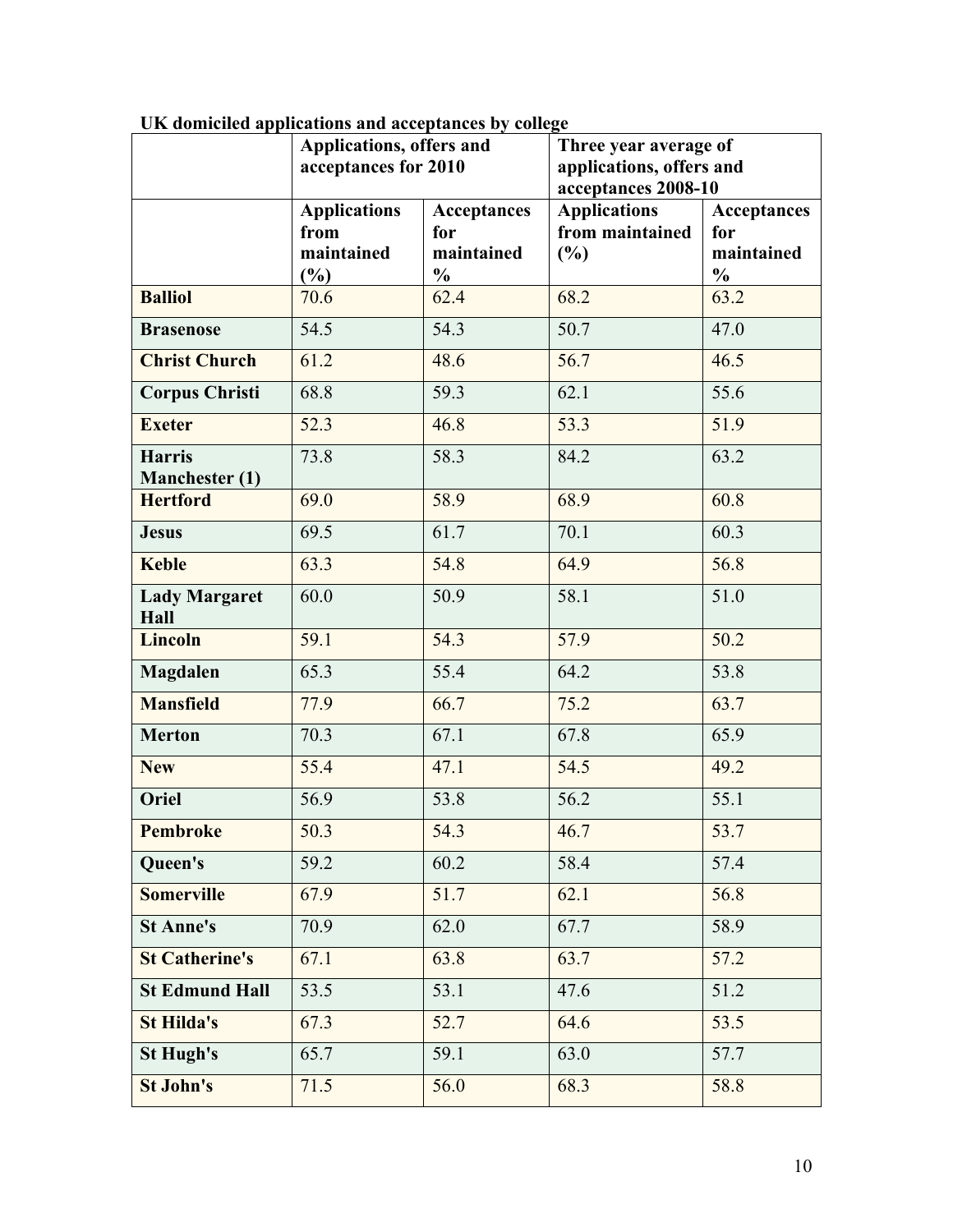**UK domiciled applications and acceptances by college**

| | Applications, offers and acceptances for 2010 | | Three year average of applications, offers and acceptances 2008-10 | |
|---|---|---|---|---|
| | **Applications from maintained (%)** | **Acceptances for maintained %** | **Applications from maintained (%)** | **Acceptances for maintained %** |
| **Balliol** | 70.6 | 62.4 | 68.2 | 63.2 |
| **Brasenose** | 54.5 | 54.3 | 50.7 | 47.0 |
| **Christ Church** | 61.2 | 48.6 | 56.7 | 46.5 |
| **Corpus Christi** | 68.8 | 59.3 | 62.1 | 55.6 |
| **Exeter** | 52.3 | 46.8 | 53.3 | 51.9 |
| **Harris Manchester (1)** | 73.8 | 58.3 | 84.2 | 63.2 |
| **Hertford** | 69.0 | 58.9 | 68.9 | 60.8 |
| **Jesus** | 69.5 | 61.7 | 70.1 | 60.3 |
| **Keble** | 63.3 | 54.8 | 64.9 | 56.8 |
| **Lady Margaret Hall** | 60.0 | 50.9 | 58.1 | 51.0 |
| **Lincoln** | 59.1 | 54.3 | 57.9 | 50.2 |
| **Magdalen** | 65.3 | 55.4 | 64.2 | 53.8 |
| **Mansfield** | 77.9 | 66.7 | 75.2 | 63.7 |
| **Merton** | 70.3 | 67.1 | 67.8 | 65.9 |
| **New** | 55.4 | 47.1 | 54.5 | 49.2 |
| **Oriel** | 56.9 | 53.8 | 56.2 | 55.1 |
| **Pembroke** | 50.3 | 54.3 | 46.7 | 53.7 |
| **Queen's** | 59.2 | 60.2 | 58.4 | 57.4 |
| **Somerville** | 67.9 | 51.7 | 62.1 | 56.8 |
| **St Anne's** | 70.9 | 62.0 | 67.7 | 58.9 |
| **St Catherine's** | 67.1 | 63.8 | 63.7 | 57.2 |
| **St Edmund Hall** | 53.5 | 53.1 | 47.6 | 51.2 |
| **St Hilda's** | 67.3 | 52.7 | 64.6 | 53.5 |
| **St Hugh's** | 65.7 | 59.1 | 63.0 | 57.7 |
| **St John's** | 71.5 | 56.0 | 68.3 | 58.8 |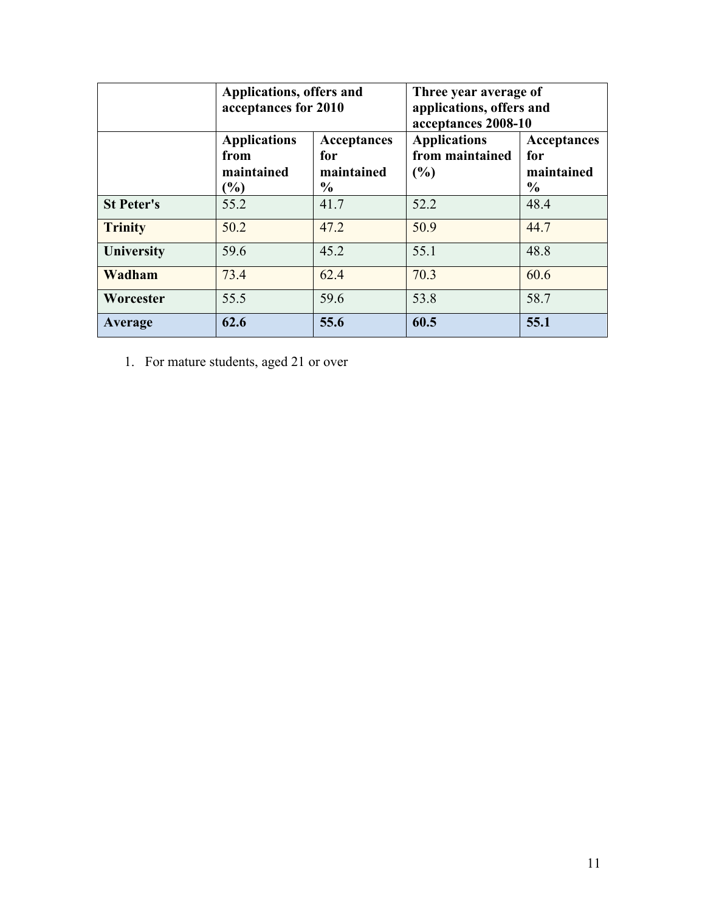| | Applications, offers and acceptances for 2010 | | Three year average of applications, offers and acceptances 2008-10 | |
|---|---|---|---|---|
| | **Applications from maintained (%)** | **Acceptances for maintained %** | **Applications from maintained (%)** | **Acceptances for maintained %** |
| **St Peter's** | 55.2 | 41.7 | 52.2 | 48.4 |
| **Trinity** | 50.2 | 47.2 | 50.9 | 44.7 |
| **University** | 59.6 | 45.2 | 55.1 | 48.8 |
| **Wadham** | 73.4 | 62.4 | 70.3 | 60.6 |
| **Worcester** | 55.5 | 59.6 | 53.8 | 58.7 |
| **Average** | **62.6** | **55.6** | **60.5** | **55.1** |

1. For mature students, aged 21 or over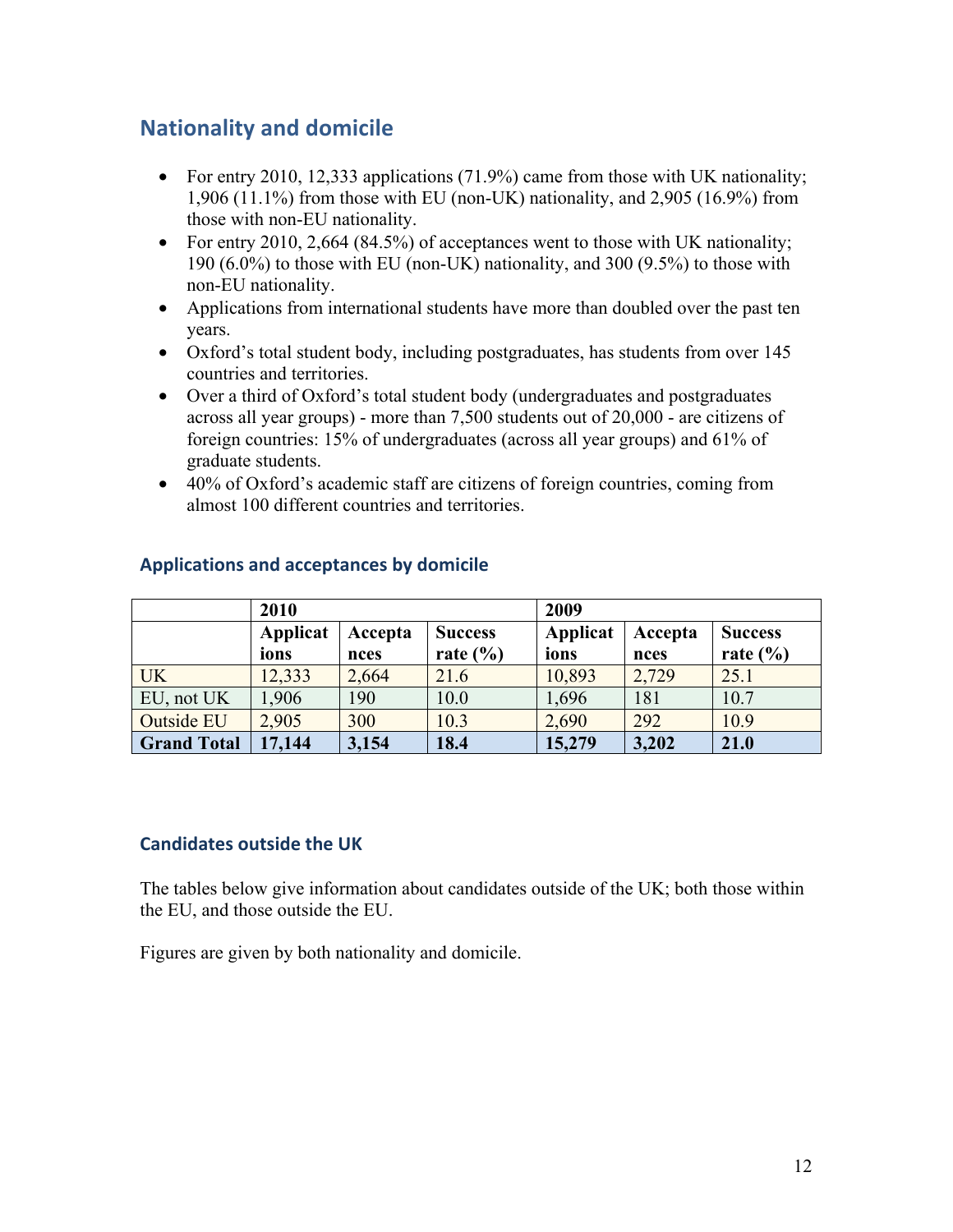## Nationality and domicile

- For entry 2010, 12,333 applications (71.9%) came from those with UK nationality; 1,906 (11.1%) from those with EU (non-UK) nationality, and 2,905 (16.9%) from those with non-EU nationality.
- For entry 2010, 2,664 (84.5%) of acceptances went to those with UK nationality; 190 (6.0%) to those with EU (non-UK) nationality, and 300 (9.5%) to those with non-EU nationality.
- Applications from international students have more than doubled over the past ten years.
- Oxford's total student body, including postgraduates, has students from over 145 countries and territories.
- Over a third of Oxford's total student body (undergraduates and postgraduates across all year groups) - more than 7,500 students out of 20,000 - are citizens of foreign countries: 15% of undergraduates (across all year groups) and 61% of graduate students.
- 40% of Oxford's academic staff are citizens of foreign countries, coming from almost 100 different countries and territories.

### Applications and acceptances by domicile

| | 2010 | | | 2009 | | |
|---|---|---|---|---|---|---|
| | **Applications** | **Acceptances** | **Success rate (%)** | **Applications** | **Acceptances** | **Success rate (%)** |
| UK | 12,333 | 2,664 | 21.6 | 10,893 | 2,729 | 25.1 |
| EU, not UK | 1,906 | 190 | 10.0 | 1,696 | 181 | 10.7 |
| Outside EU | 2,905 | 300 | 10.3 | 2,690 | 292 | 10.9 |
| **Grand Total** | **17,144** | **3,154** | **18.4** | **15,279** | **3,202** | **21.0** |

### Candidates outside the UK

The tables below give information about candidates outside of the UK; both those within the EU, and those outside the EU.

Figures are given by both nationality and domicile.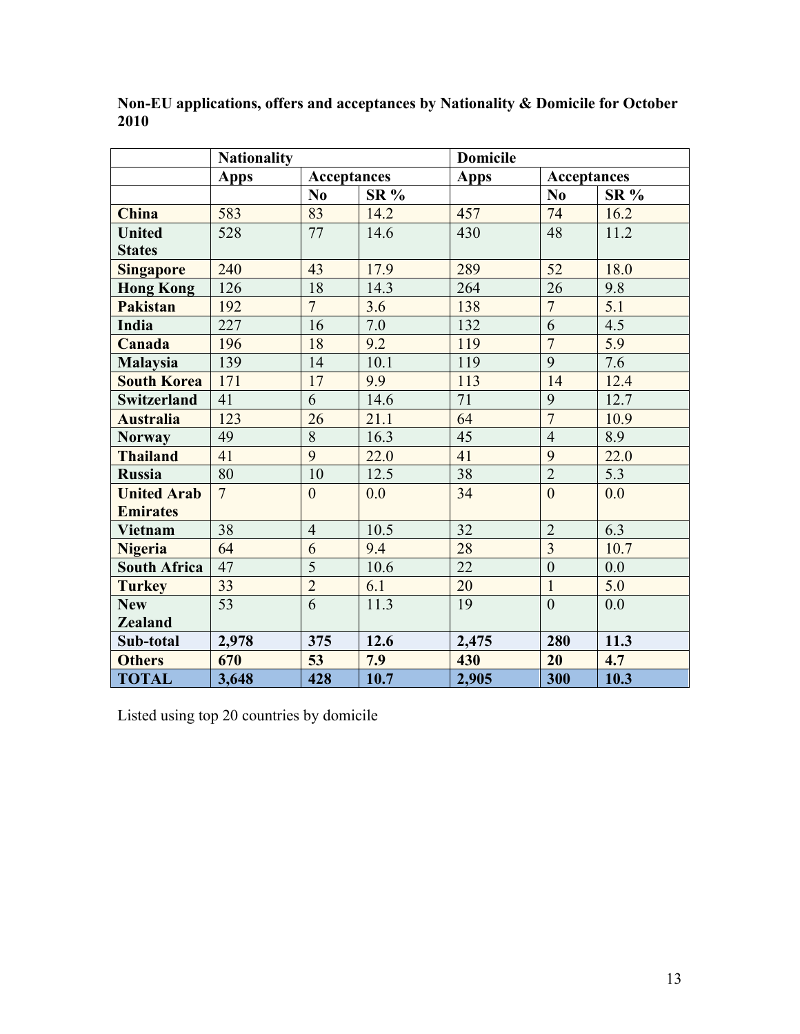**Non-EU applications, offers and acceptances by Nationality & Domicile for October 2010**

| | Nationality | | | Domicile | | |
|---|---|---|---|---|---|---|
| | Apps | Acceptances | | Apps | Acceptances | |
| | | No | SR % | | No | SR % |
| **China** | 583 | 83 | 14.2 | 457 | 74 | 16.2 |
| **United States** | 528 | 77 | 14.6 | 430 | 48 | 11.2 |
| **Singapore** | 240 | 43 | 17.9 | 289 | 52 | 18.0 |
| **Hong Kong** | 126 | 18 | 14.3 | 264 | 26 | 9.8 |
| **Pakistan** | 192 | 7 | 3.6 | 138 | 7 | 5.1 |
| **India** | 227 | 16 | 7.0 | 132 | 6 | 4.5 |
| **Canada** | 196 | 18 | 9.2 | 119 | 7 | 5.9 |
| **Malaysia** | 139 | 14 | 10.1 | 119 | 9 | 7.6 |
| **South Korea** | 171 | 17 | 9.9 | 113 | 14 | 12.4 |
| **Switzerland** | 41 | 6 | 14.6 | 71 | 9 | 12.7 |
| **Australia** | 123 | 26 | 21.1 | 64 | 7 | 10.9 |
| **Norway** | 49 | 8 | 16.3 | 45 | 4 | 8.9 |
| **Thailand** | 41 | 9 | 22.0 | 41 | 9 | 22.0 |
| **Russia** | 80 | 10 | 12.5 | 38 | 2 | 5.3 |
| **United Arab Emirates** | 7 | 0 | 0.0 | 34 | 0 | 0.0 |
| **Vietnam** | 38 | 4 | 10.5 | 32 | 2 | 6.3 |
| **Nigeria** | 64 | 6 | 9.4 | 28 | 3 | 10.7 |
| **South Africa** | 47 | 5 | 10.6 | 22 | 0 | 0.0 |
| **Turkey** | 33 | 2 | 6.1 | 20 | 1 | 5.0 |
| **New Zealand** | 53 | 6 | 11.3 | 19 | 0 | 0.0 |
| **Sub-total** | **2,978** | **375** | **12.6** | **2,475** | **280** | **11.3** |
| **Others** | **670** | **53** | **7.9** | **430** | **20** | **4.7** |
| **TOTAL** | **3,648** | **428** | **10.7** | **2,905** | **300** | **10.3** |

Listed using top 20 countries by domicile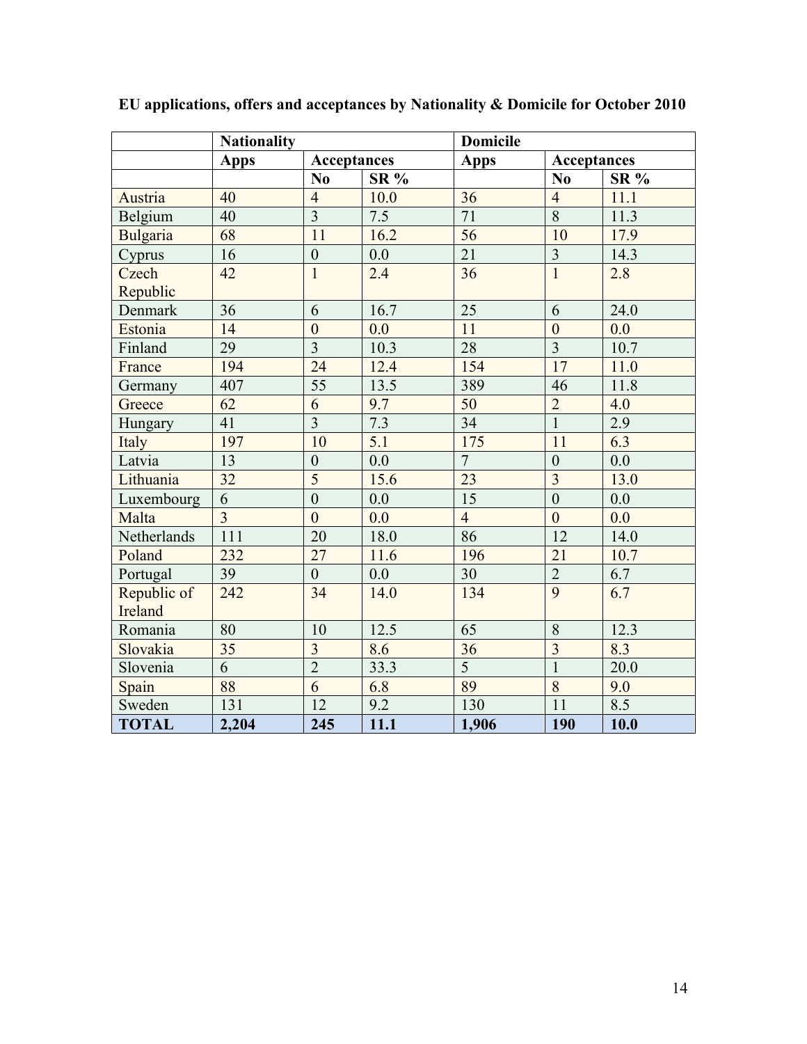**EU applications, offers and acceptances by Nationality & Domicile for October 2010**

| | Nationality | | | Domicile | | |
|---|---|---|---|---|---|---|
| | Apps | Acceptances | | Apps | Acceptances | |
| | | No | SR % | | No | SR % |
| Austria | 40 | 4 | 10.0 | 36 | 4 | 11.1 |
| Belgium | 40 | 3 | 7.5 | 71 | 8 | 11.3 |
| Bulgaria | 68 | 11 | 16.2 | 56 | 10 | 17.9 |
| Cyprus | 16 | 0 | 0.0 | 21 | 3 | 14.3 |
| Czech Republic | 42 | 1 | 2.4 | 36 | 1 | 2.8 |
| Denmark | 36 | 6 | 16.7 | 25 | 6 | 24.0 |
| Estonia | 14 | 0 | 0.0 | 11 | 0 | 0.0 |
| Finland | 29 | 3 | 10.3 | 28 | 3 | 10.7 |
| France | 194 | 24 | 12.4 | 154 | 17 | 11.0 |
| Germany | 407 | 55 | 13.5 | 389 | 46 | 11.8 |
| Greece | 62 | 6 | 9.7 | 50 | 2 | 4.0 |
| Hungary | 41 | 3 | 7.3 | 34 | 1 | 2.9 |
| Italy | 197 | 10 | 5.1 | 175 | 11 | 6.3 |
| Latvia | 13 | 0 | 0.0 | 7 | 0 | 0.0 |
| Lithuania | 32 | 5 | 15.6 | 23 | 3 | 13.0 |
| Luxembourg | 6 | 0 | 0.0 | 15 | 0 | 0.0 |
| Malta | 3 | 0 | 0.0 | 4 | 0 | 0.0 |
| Netherlands | 111 | 20 | 18.0 | 86 | 12 | 14.0 |
| Poland | 232 | 27 | 11.6 | 196 | 21 | 10.7 |
| Portugal | 39 | 0 | 0.0 | 30 | 2 | 6.7 |
| Republic of Ireland | 242 | 34 | 14.0 | 134 | 9 | 6.7 |
| Romania | 80 | 10 | 12.5 | 65 | 8 | 12.3 |
| Slovakia | 35 | 3 | 8.6 | 36 | 3 | 8.3 |
| Slovenia | 6 | 2 | 33.3 | 5 | 1 | 20.0 |
| Spain | 88 | 6 | 6.8 | 89 | 8 | 9.0 |
| Sweden | 131 | 12 | 9.2 | 130 | 11 | 8.5 |
| **TOTAL** | **2,204** | **245** | **11.1** | **1,906** | **190** | **10.0** |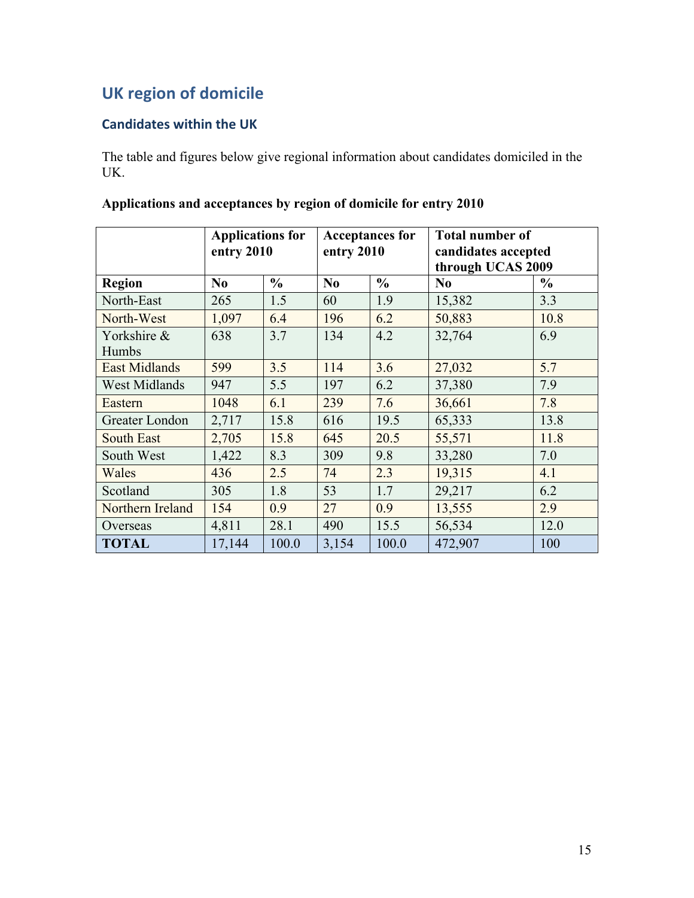## UK region of domicile

### Candidates within the UK

The table and figures below give regional information about candidates domiciled in the UK.

**Applications and acceptances by region of domicile for entry 2010**

| | Applications for entry 2010 | | Acceptances for entry 2010 | | Total number of candidates accepted through UCAS 2009 | |
|---|---|---|---|---|---|---|
| **Region** | **No** | **%** | **No** | **%** | **No** | **%** |
| North-East | 265 | 1.5 | 60 | 1.9 | 15,382 | 3.3 |
| North-West | 1,097 | 6.4 | 196 | 6.2 | 50,883 | 10.8 |
| Yorkshire & Humbs | 638 | 3.7 | 134 | 4.2 | 32,764 | 6.9 |
| East Midlands | 599 | 3.5 | 114 | 3.6 | 27,032 | 5.7 |
| West Midlands | 947 | 5.5 | 197 | 6.2 | 37,380 | 7.9 |
| Eastern | 1048 | 6.1 | 239 | 7.6 | 36,661 | 7.8 |
| Greater London | 2,717 | 15.8 | 616 | 19.5 | 65,333 | 13.8 |
| South East | 2,705 | 15.8 | 645 | 20.5 | 55,571 | 11.8 |
| South West | 1,422 | 8.3 | 309 | 9.8 | 33,280 | 7.0 |
| Wales | 436 | 2.5 | 74 | 2.3 | 19,315 | 4.1 |
| Scotland | 305 | 1.8 | 53 | 1.7 | 29,217 | 6.2 |
| Northern Ireland | 154 | 0.9 | 27 | 0.9 | 13,555 | 2.9 |
| Overseas | 4,811 | 28.1 | 490 | 15.5 | 56,534 | 12.0 |
| **TOTAL** | 17,144 | 100.0 | 3,154 | 100.0 | 472,907 | 100 |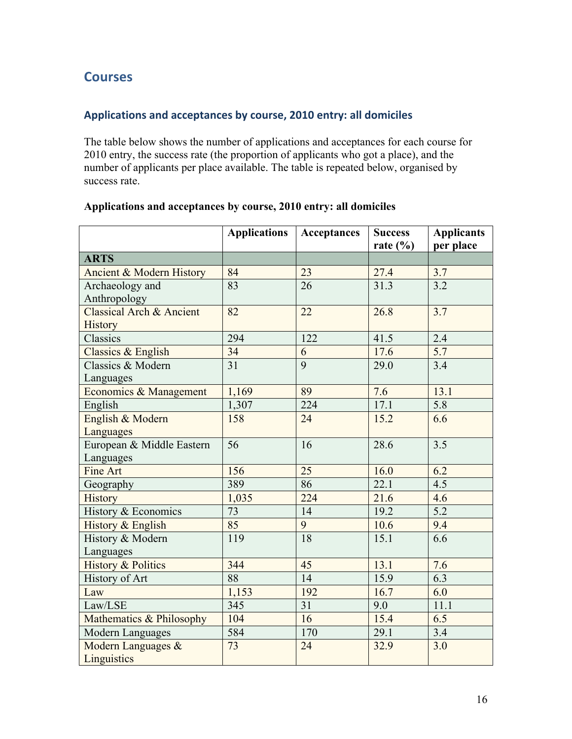## Courses

### Applications and acceptances by course, 2010 entry: all domiciles

The table below shows the number of applications and acceptances for each course for 2010 entry, the success rate (the proportion of applicants who got a place), and the number of applicants per place available. The table is repeated below, organised by success rate.

**Applications and acceptances by course, 2010 entry: all domiciles**

| | Applications | Acceptances | Success rate (%) | Applicants per place |
|---|---|---|---|---|
| **ARTS** | | | | |
| Ancient & Modern History | 84 | 23 | 27.4 | 3.7 |
| Archaeology and Anthropology | 83 | 26 | 31.3 | 3.2 |
| Classical Arch & Ancient History | 82 | 22 | 26.8 | 3.7 |
| Classics | 294 | 122 | 41.5 | 2.4 |
| Classics & English | 34 | 6 | 17.6 | 5.7 |
| Classics & Modern Languages | 31 | 9 | 29.0 | 3.4 |
| Economics & Management | 1,169 | 89 | 7.6 | 13.1 |
| English | 1,307 | 224 | 17.1 | 5.8 |
| English & Modern Languages | 158 | 24 | 15.2 | 6.6 |
| European & Middle Eastern Languages | 56 | 16 | 28.6 | 3.5 |
| Fine Art | 156 | 25 | 16.0 | 6.2 |
| Geography | 389 | 86 | 22.1 | 4.5 |
| History | 1,035 | 224 | 21.6 | 4.6 |
| History & Economics | 73 | 14 | 19.2 | 5.2 |
| History & English | 85 | 9 | 10.6 | 9.4 |
| History & Modern Languages | 119 | 18 | 15.1 | 6.6 |
| History & Politics | 344 | 45 | 13.1 | 7.6 |
| History of Art | 88 | 14 | 15.9 | 6.3 |
| Law | 1,153 | 192 | 16.7 | 6.0 |
| Law/LSE | 345 | 31 | 9.0 | 11.1 |
| Mathematics & Philosophy | 104 | 16 | 15.4 | 6.5 |
| Modern Languages | 584 | 170 | 29.1 | 3.4 |
| Modern Languages & Linguistics | 73 | 24 | 32.9 | 3.0 |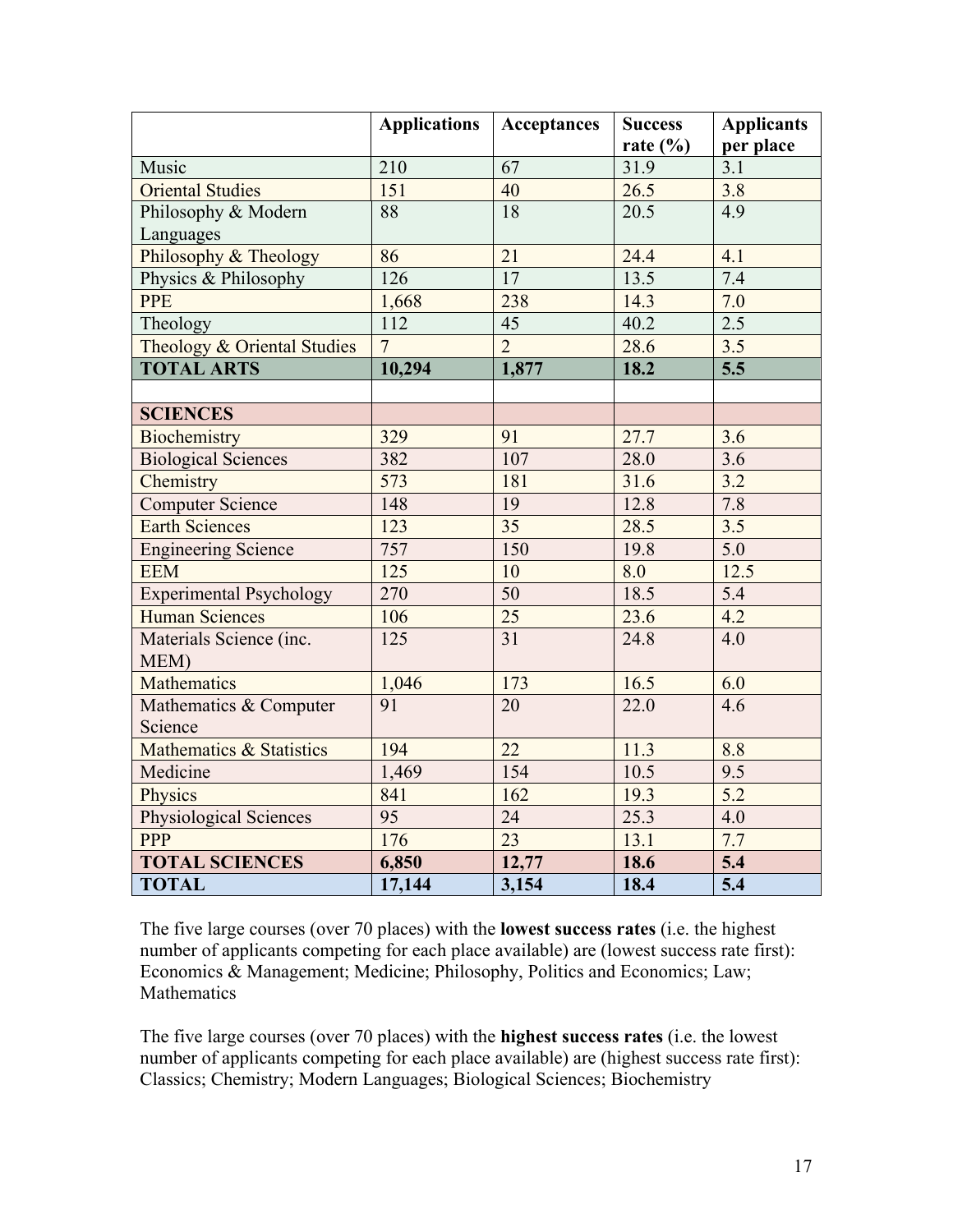| | Applications | Acceptances | Success rate (%) | Applicants per place |
|---|---|---|---|---|
| Music | 210 | 67 | 31.9 | 3.1 |
| Oriental Studies | 151 | 40 | 26.5 | 3.8 |
| Philosophy & Modern Languages | 88 | 18 | 20.5 | 4.9 |
| Philosophy & Theology | 86 | 21 | 24.4 | 4.1 |
| Physics & Philosophy | 126 | 17 | 13.5 | 7.4 |
| PPE | 1,668 | 238 | 14.3 | 7.0 |
| Theology | 112 | 45 | 40.2 | 2.5 |
| Theology & Oriental Studies | 7 | 2 | 28.6 | 3.5 |
| **TOTAL ARTS** | **10,294** | **1,877** | **18.2** | **5.5** |
| | | | | |
| **SCIENCES** | | | | |
| Biochemistry | 329 | 91 | 27.7 | 3.6 |
| Biological Sciences | 382 | 107 | 28.0 | 3.6 |
| Chemistry | 573 | 181 | 31.6 | 3.2 |
| Computer Science | 148 | 19 | 12.8 | 7.8 |
| Earth Sciences | 123 | 35 | 28.5 | 3.5 |
| Engineering Science | 757 | 150 | 19.8 | 5.0 |
| EEM | 125 | 10 | 8.0 | 12.5 |
| Experimental Psychology | 270 | 50 | 18.5 | 5.4 |
| Human Sciences | 106 | 25 | 23.6 | 4.2 |
| Materials Science (inc. MEM) | 125 | 31 | 24.8 | 4.0 |
| Mathematics | 1,046 | 173 | 16.5 | 6.0 |
| Mathematics & Computer Science | 91 | 20 | 22.0 | 4.6 |
| Mathematics & Statistics | 194 | 22 | 11.3 | 8.8 |
| Medicine | 1,469 | 154 | 10.5 | 9.5 |
| Physics | 841 | 162 | 19.3 | 5.2 |
| Physiological Sciences | 95 | 24 | 25.3 | 4.0 |
| PPP | 176 | 23 | 13.1 | 7.7 |
| **TOTAL SCIENCES** | **6,850** | **12,77** | **18.6** | **5.4** |
| **TOTAL** | **17,144** | **3,154** | **18.4** | **5.4** |

The five large courses (over 70 places) with the **lowest success rates** (i.e. the highest number of applicants competing for each place available) are (lowest success rate first): Economics & Management; Medicine; Philosophy, Politics and Economics; Law; Mathematics

The five large courses (over 70 places) with the **highest success rates** (i.e. the lowest number of applicants competing for each place available) are (highest success rate first): Classics; Chemistry; Modern Languages; Biological Sciences; Biochemistry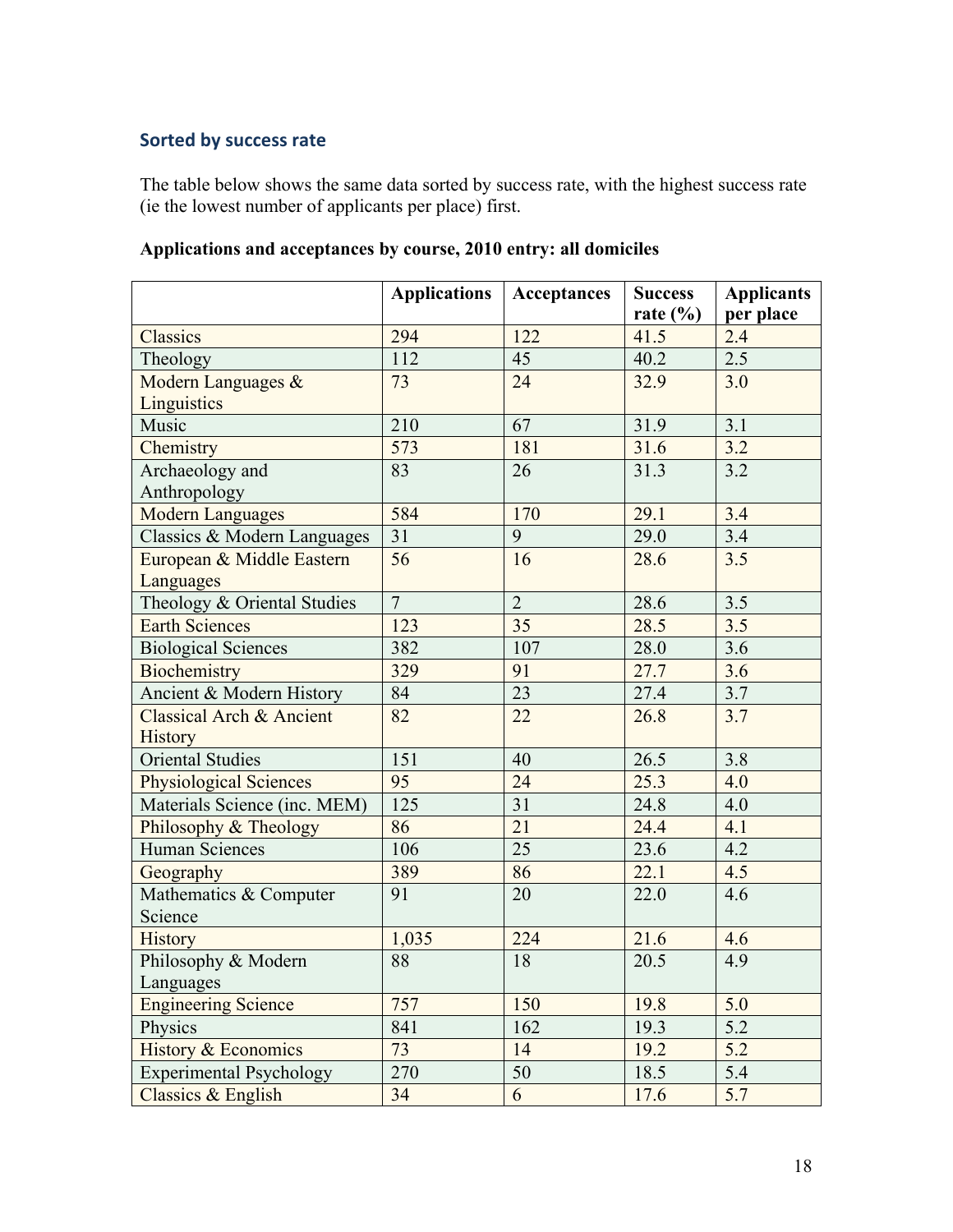## Sorted by success rate

The table below shows the same data sorted by success rate, with the highest success rate (ie the lowest number of applicants per place) first.

**Applications and acceptances by course, 2010 entry: all domiciles**

| | Applications | Acceptances | Success rate (%) | Applicants per place |
|---|---|---|---|---|
| Classics | 294 | 122 | 41.5 | 2.4 |
| Theology | 112 | 45 | 40.2 | 2.5 |
| Modern Languages & Linguistics | 73 | 24 | 32.9 | 3.0 |
| Music | 210 | 67 | 31.9 | 3.1 |
| Chemistry | 573 | 181 | 31.6 | 3.2 |
| Archaeology and Anthropology | 83 | 26 | 31.3 | 3.2 |
| Modern Languages | 584 | 170 | 29.1 | 3.4 |
| Classics & Modern Languages | 31 | 9 | 29.0 | 3.4 |
| European & Middle Eastern Languages | 56 | 16 | 28.6 | 3.5 |
| Theology & Oriental Studies | 7 | 2 | 28.6 | 3.5 |
| Earth Sciences | 123 | 35 | 28.5 | 3.5 |
| Biological Sciences | 382 | 107 | 28.0 | 3.6 |
| Biochemistry | 329 | 91 | 27.7 | 3.6 |
| Ancient & Modern History | 84 | 23 | 27.4 | 3.7 |
| Classical Arch & Ancient History | 82 | 22 | 26.8 | 3.7 |
| Oriental Studies | 151 | 40 | 26.5 | 3.8 |
| Physiological Sciences | 95 | 24 | 25.3 | 4.0 |
| Materials Science (inc. MEM) | 125 | 31 | 24.8 | 4.0 |
| Philosophy & Theology | 86 | 21 | 24.4 | 4.1 |
| Human Sciences | 106 | 25 | 23.6 | 4.2 |
| Geography | 389 | 86 | 22.1 | 4.5 |
| Mathematics & Computer Science | 91 | 20 | 22.0 | 4.6 |
| History | 1,035 | 224 | 21.6 | 4.6 |
| Philosophy & Modern Languages | 88 | 18 | 20.5 | 4.9 |
| Engineering Science | 757 | 150 | 19.8 | 5.0 |
| Physics | 841 | 162 | 19.3 | 5.2 |
| History & Economics | 73 | 14 | 19.2 | 5.2 |
| Experimental Psychology | 270 | 50 | 18.5 | 5.4 |
| Classics & English | 34 | 6 | 17.6 | 5.7 |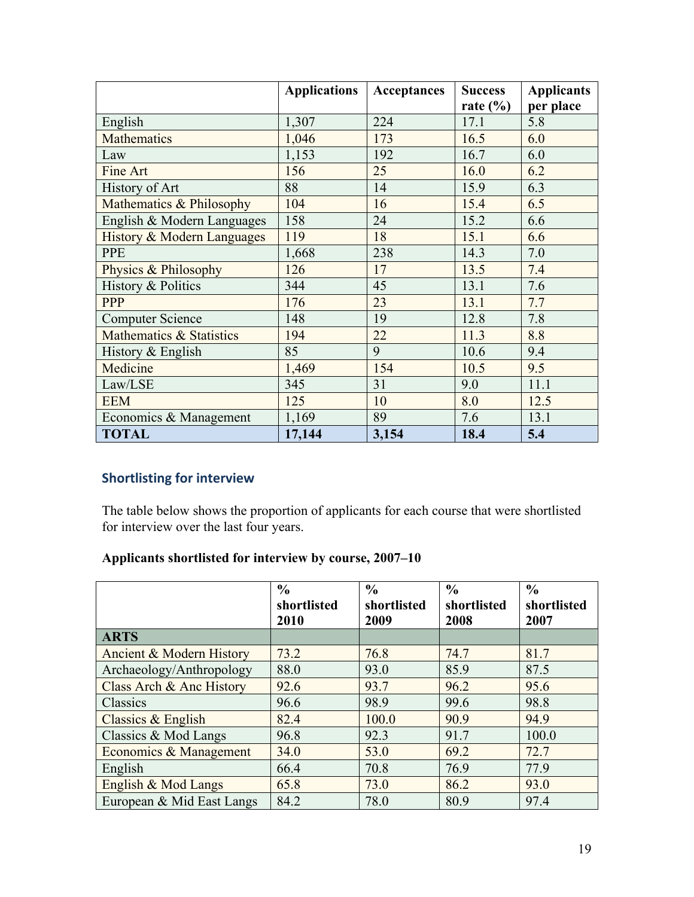| | Applications | Acceptances | Success rate (%) | Applicants per place |
|---|---|---|---|---|
| English | 1,307 | 224 | 17.1 | 5.8 |
| Mathematics | 1,046 | 173 | 16.5 | 6.0 |
| Law | 1,153 | 192 | 16.7 | 6.0 |
| Fine Art | 156 | 25 | 16.0 | 6.2 |
| History of Art | 88 | 14 | 15.9 | 6.3 |
| Mathematics & Philosophy | 104 | 16 | 15.4 | 6.5 |
| English & Modern Languages | 158 | 24 | 15.2 | 6.6 |
| History & Modern Languages | 119 | 18 | 15.1 | 6.6 |
| PPE | 1,668 | 238 | 14.3 | 7.0 |
| Physics & Philosophy | 126 | 17 | 13.5 | 7.4 |
| History & Politics | 344 | 45 | 13.1 | 7.6 |
| PPP | 176 | 23 | 13.1 | 7.7 |
| Computer Science | 148 | 19 | 12.8 | 7.8 |
| Mathematics & Statistics | 194 | 22 | 11.3 | 8.8 |
| History & English | 85 | 9 | 10.6 | 9.4 |
| Medicine | 1,469 | 154 | 10.5 | 9.5 |
| Law/LSE | 345 | 31 | 9.0 | 11.1 |
| EEM | 125 | 10 | 8.0 | 12.5 |
| Economics & Management | 1,169 | 89 | 7.6 | 13.1 |
| **TOTAL** | **17,144** | **3,154** | **18.4** | **5.4** |

### Shortlisting for interview

The table below shows the proportion of applicants for each course that were shortlisted for interview over the last four years.

**Applicants shortlisted for interview by course, 2007–10**

| | % shortlisted 2010 | % shortlisted 2009 | % shortlisted 2008 | % shortlisted 2007 |
|---|---|---|---|---|
| **ARTS** | | | | |
| Ancient & Modern History | 73.2 | 76.8 | 74.7 | 81.7 |
| Archaeology/Anthropology | 88.0 | 93.0 | 85.9 | 87.5 |
| Class Arch & Anc History | 92.6 | 93.7 | 96.2 | 95.6 |
| Classics | 96.6 | 98.9 | 99.6 | 98.8 |
| Classics & English | 82.4 | 100.0 | 90.9 | 94.9 |
| Classics & Mod Langs | 96.8 | 92.3 | 91.7 | 100.0 |
| Economics & Management | 34.0 | 53.0 | 69.2 | 72.7 |
| English | 66.4 | 70.8 | 76.9 | 77.9 |
| English & Mod Langs | 65.8 | 73.0 | 86.2 | 93.0 |
| European & Mid East Langs | 84.2 | 78.0 | 80.9 | 97.4 |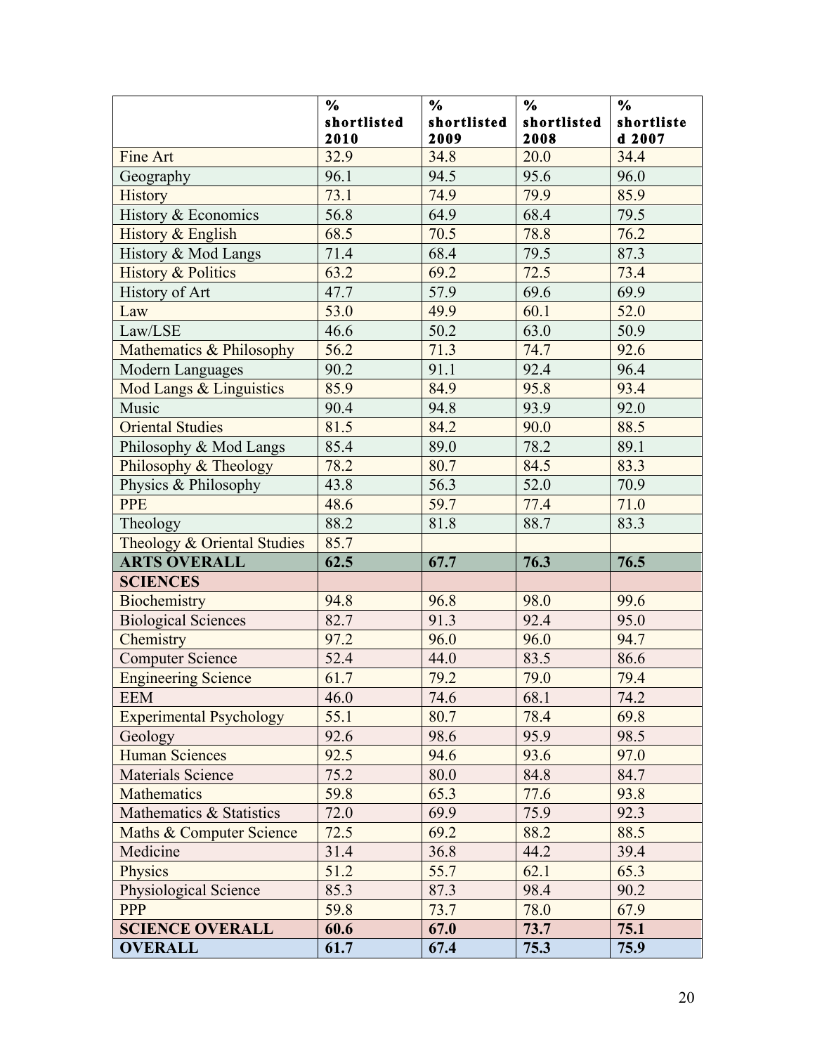| | % shortlisted 2010 | % shortlisted 2009 | % shortlisted 2008 | % shortlisted 2007 |
|---|---|---|---|---|
| Fine Art | 32.9 | 34.8 | 20.0 | 34.4 |
| Geography | 96.1 | 94.5 | 95.6 | 96.0 |
| History | 73.1 | 74.9 | 79.9 | 85.9 |
| History & Economics | 56.8 | 64.9 | 68.4 | 79.5 |
| History & English | 68.5 | 70.5 | 78.8 | 76.2 |
| History & Mod Langs | 71.4 | 68.4 | 79.5 | 87.3 |
| History & Politics | 63.2 | 69.2 | 72.5 | 73.4 |
| History of Art | 47.7 | 57.9 | 69.6 | 69.9 |
| Law | 53.0 | 49.9 | 60.1 | 52.0 |
| Law/LSE | 46.6 | 50.2 | 63.0 | 50.9 |
| Mathematics & Philosophy | 56.2 | 71.3 | 74.7 | 92.6 |
| Modern Languages | 90.2 | 91.1 | 92.4 | 96.4 |
| Mod Langs & Linguistics | 85.9 | 84.9 | 95.8 | 93.4 |
| Music | 90.4 | 94.8 | 93.9 | 92.0 |
| Oriental Studies | 81.5 | 84.2 | 90.0 | 88.5 |
| Philosophy & Mod Langs | 85.4 | 89.0 | 78.2 | 89.1 |
| Philosophy & Theology | 78.2 | 80.7 | 84.5 | 83.3 |
| Physics & Philosophy | 43.8 | 56.3 | 52.0 | 70.9 |
| PPE | 48.6 | 59.7 | 77.4 | 71.0 |
| Theology | 88.2 | 81.8 | 88.7 | 83.3 |
| Theology & Oriental Studies | 85.7 | | | |
| **ARTS OVERALL** | **62.5** | **67.7** | **76.3** | **76.5** |
| **SCIENCES** | | | | |
| Biochemistry | 94.8 | 96.8 | 98.0 | 99.6 |
| Biological Sciences | 82.7 | 91.3 | 92.4 | 95.0 |
| Chemistry | 97.2 | 96.0 | 96.0 | 94.7 |
| Computer Science | 52.4 | 44.0 | 83.5 | 86.6 |
| Engineering Science | 61.7 | 79.2 | 79.0 | 79.4 |
| EEM | 46.0 | 74.6 | 68.1 | 74.2 |
| Experimental Psychology | 55.1 | 80.7 | 78.4 | 69.8 |
| Geology | 92.6 | 98.6 | 95.9 | 98.5 |
| Human Sciences | 92.5 | 94.6 | 93.6 | 97.0 |
| Materials Science | 75.2 | 80.0 | 84.8 | 84.7 |
| Mathematics | 59.8 | 65.3 | 77.6 | 93.8 |
| Mathematics & Statistics | 72.0 | 69.9 | 75.9 | 92.3 |
| Maths & Computer Science | 72.5 | 69.2 | 88.2 | 88.5 |
| Medicine | 31.4 | 36.8 | 44.2 | 39.4 |
| Physics | 51.2 | 55.7 | 62.1 | 65.3 |
| Physiological Science | 85.3 | 87.3 | 98.4 | 90.2 |
| PPP | 59.8 | 73.7 | 78.0 | 67.9 |
| **SCIENCE OVERALL** | **60.6** | **67.0** | **73.7** | **75.1** |
| **OVERALL** | **61.7** | **67.4** | **75.3** | **75.9** |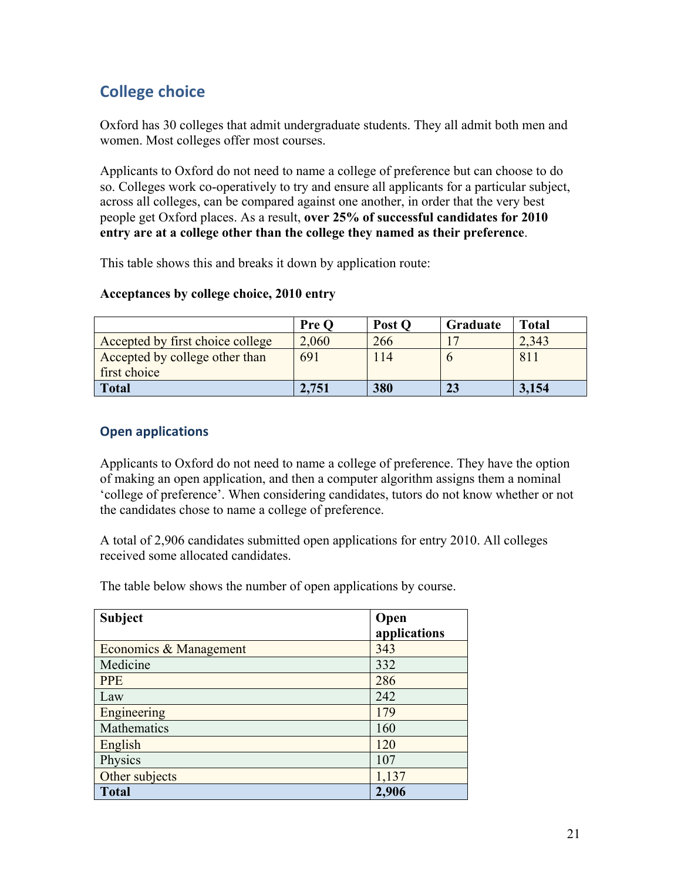## College choice

Oxford has 30 colleges that admit undergraduate students. They all admit both men and women. Most colleges offer most courses.

Applicants to Oxford do not need to name a college of preference but can choose to do so. Colleges work co-operatively to try and ensure all applicants for a particular subject, across all colleges, can be compared against one another, in order that the very best people get Oxford places. As a result, **over 25% of successful candidates for 2010 entry are at a college other than the college they named as their preference**.

This table shows this and breaks it down by application route:

**Acceptances by college choice, 2010 entry**

| | Pre Q | Post Q | Graduate | Total |
|---|---|---|---|---|
| Accepted by first choice college | 2,060 | 266 | 17 | 2,343 |
| Accepted by college other than first choice | 691 | 114 | 6 | 811 |
| **Total** | **2,751** | **380** | **23** | **3,154** |

### Open applications

Applicants to Oxford do not need to name a college of preference. They have the option of making an open application, and then a computer algorithm assigns them a nominal 'college of preference'. When considering candidates, tutors do not know whether or not the candidates chose to name a college of preference.

A total of 2,906 candidates submitted open applications for entry 2010. All colleges received some allocated candidates.

The table below shows the number of open applications by course.

| Subject | Open applications |
|---|---|
| Economics & Management | 343 |
| Medicine | 332 |
| PPE | 286 |
| Law | 242 |
| Engineering | 179 |
| Mathematics | 160 |
| English | 120 |
| Physics | 107 |
| Other subjects | 1,137 |
| **Total** | **2,906** |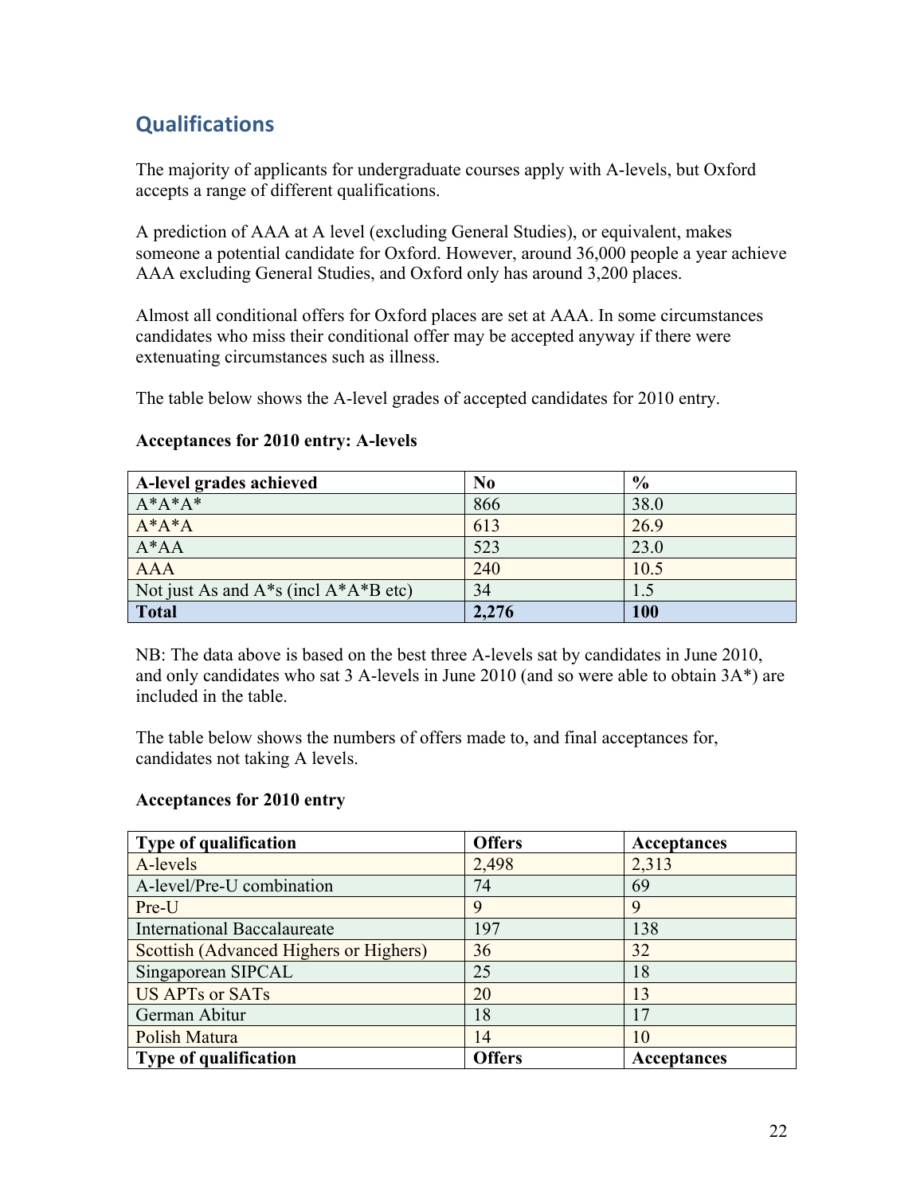## Qualifications

The majority of applicants for undergraduate courses apply with A-levels, but Oxford accepts a range of different qualifications.

A prediction of AAA at A level (excluding General Studies), or equivalent, makes someone a potential candidate for Oxford. However, around 36,000 people a year achieve AAA excluding General Studies, and Oxford only has around 3,200 places.

Almost all conditional offers for Oxford places are set at AAA. In some circumstances candidates who miss their conditional offer may be accepted anyway if there were extenuating circumstances such as illness.

The table below shows the A-level grades of accepted candidates for 2010 entry.

**Acceptances for 2010 entry: A-levels**

| A-level grades achieved | No | % |
|---|---|---|
| A*A*A* | 866 | 38.0 |
| A*A*A | 613 | 26.9 |
| A*AA | 523 | 23.0 |
| AAA | 240 | 10.5 |
| Not just As and A*s (incl A*A*B etc) | 34 | 1.5 |
| **Total** | **2,276** | **100** |

NB: The data above is based on the best three A-levels sat by candidates in June 2010, and only candidates who sat 3 A-levels in June 2010 (and so were able to obtain 3A*) are included in the table.

The table below shows the numbers of offers made to, and final acceptances for, candidates not taking A levels.

**Acceptances for 2010 entry**

| Type of qualification | Offers | Acceptances |
|---|---|---|
| A-levels | 2,498 | 2,313 |
| A-level/Pre-U combination | 74 | 69 |
| Pre-U | 9 | 9 |
| International Baccalaureate | 197 | 138 |
| Scottish (Advanced Highers or Highers) | 36 | 32 |
| Singaporean SIPCAL | 25 | 18 |
| US APTs or SATs | 20 | 13 |
| German Abitur | 18 | 17 |
| Polish Matura | 14 | 10 |
| **Type of qualification** | **Offers** | **Acceptances** |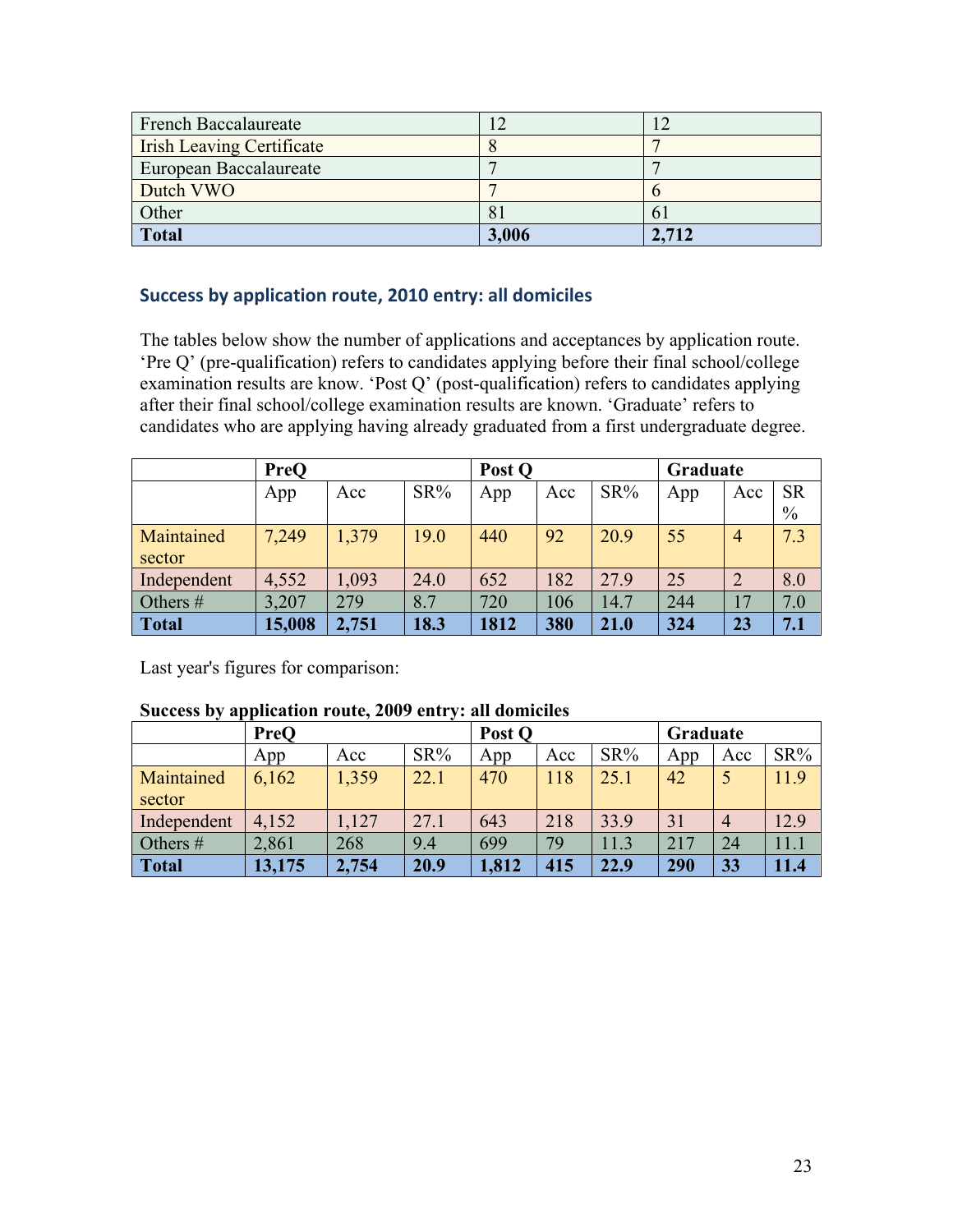| | | |
|---|---|---|
| French Baccalaureate | 12 | 12 |
| Irish Leaving Certificate | 8 | 7 |
| European Baccalaureate | 7 | 7 |
| Dutch VWO | 7 | 6 |
| Other | 81 | 61 |
| **Total** | **3,006** | **2,712** |

### Success by application route, 2010 entry: all domiciles

The tables below show the number of applications and acceptances by application route. 'Pre Q' (pre-qualification) refers to candidates applying before their final school/college examination results are know. 'Post Q' (post-qualification) refers to candidates applying after their final school/college examination results are known. 'Graduate' refers to candidates who are applying having already graduated from a first undergraduate degree.

| | **PreQ** | | | **Post Q** | | | **Graduate** | | |
|---|---|---|---|---|---|---|---|---|---|
| | App | Acc | SR% | App | Acc | SR% | App | Acc | SR % |
| Maintained sector | 7,249 | 1,379 | 19.0 | 440 | 92 | 20.9 | 55 | 4 | 7.3 |
| Independent | 4,552 | 1,093 | 24.0 | 652 | 182 | 27.9 | 25 | 2 | 8.0 |
| Others # | 3,207 | 279 | 8.7 | 720 | 106 | 14.7 | 244 | 17 | 7.0 |
| **Total** | **15,008** | **2,751** | **18.3** | **1812** | **380** | **21.0** | **324** | **23** | **7.1** |

Last year's figures for comparison:

**Success by application route, 2009 entry: all domiciles**

| | **PreQ** | | | **Post Q** | | | **Graduate** | | |
|---|---|---|---|---|---|---|---|---|---|
| | App | Acc | SR% | App | Acc | SR% | App | Acc | SR% |
| Maintained sector | 6,162 | 1,359 | 22.1 | 470 | 118 | 25.1 | 42 | 5 | 11.9 |
| Independent | 4,152 | 1,127 | 27.1 | 643 | 218 | 33.9 | 31 | 4 | 12.9 |
| Others # | 2,861 | 268 | 9.4 | 699 | 79 | 11.3 | 217 | 24 | 11.1 |
| **Total** | **13,175** | **2,754** | **20.9** | **1,812** | **415** | **22.9** | **290** | **33** | **11.4** |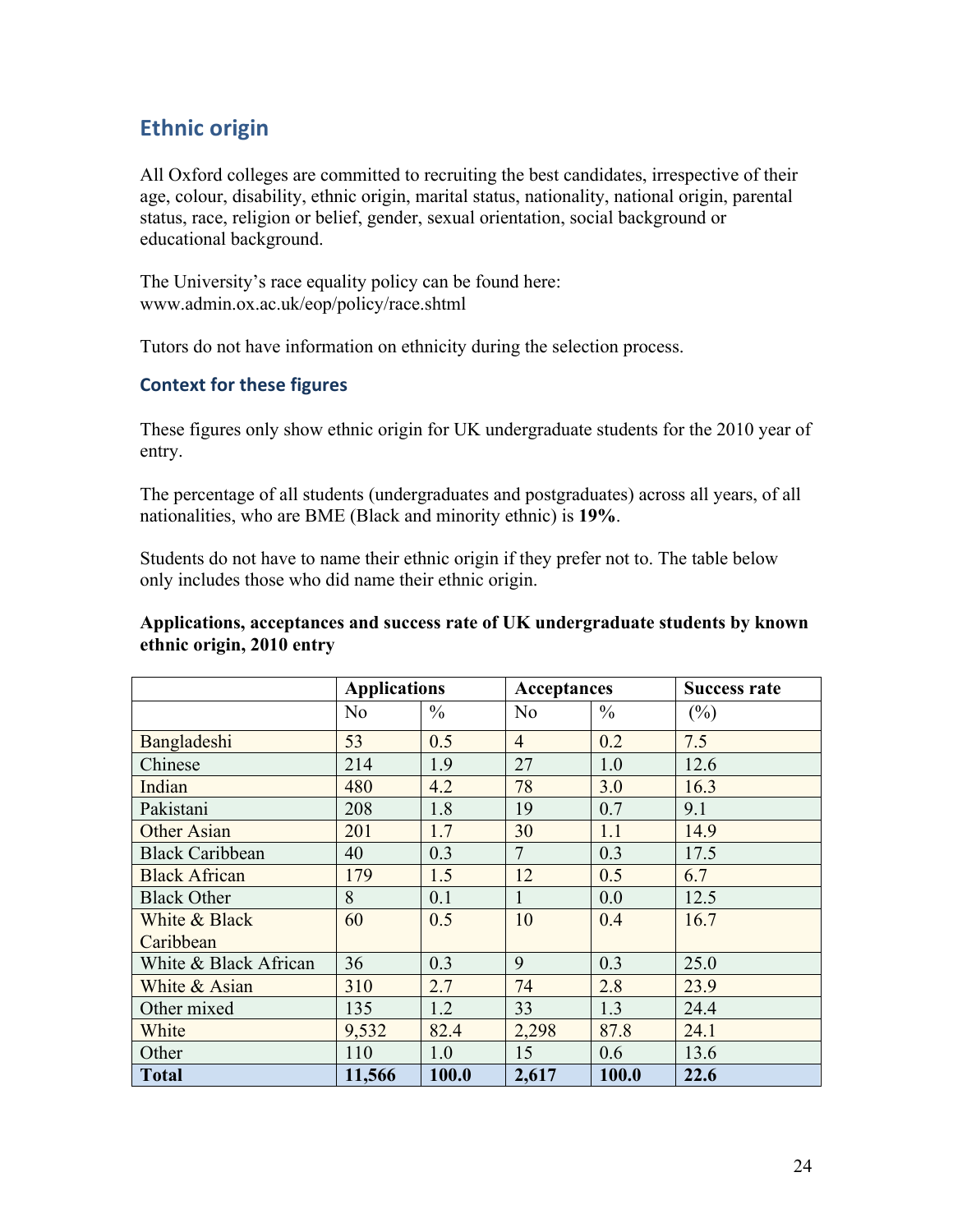## Ethnic origin

All Oxford colleges are committed to recruiting the best candidates, irrespective of their age, colour, disability, ethnic origin, marital status, nationality, national origin, parental status, race, religion or belief, gender, sexual orientation, social background or educational background.

The University's race equality policy can be found here: www.admin.ox.ac.uk/eop/policy/race.shtml

Tutors do not have information on ethnicity during the selection process.

### Context for these figures

These figures only show ethnic origin for UK undergraduate students for the 2010 year of entry.

The percentage of all students (undergraduates and postgraduates) across all years, of all nationalities, who are BME (Black and minority ethnic) is **19%**.

Students do not have to name their ethnic origin if they prefer not to. The table below only includes those who did name their ethnic origin.

**Applications, acceptances and success rate of UK undergraduate students by known ethnic origin, 2010 entry**

| | Applications | | Acceptances | | Success rate |
|---|---|---|---|---|---|
| | No | % | No | % | (%) |
| Bangladeshi | 53 | 0.5 | 4 | 0.2 | 7.5 |
| Chinese | 214 | 1.9 | 27 | 1.0 | 12.6 |
| Indian | 480 | 4.2 | 78 | 3.0 | 16.3 |
| Pakistani | 208 | 1.8 | 19 | 0.7 | 9.1 |
| Other Asian | 201 | 1.7 | 30 | 1.1 | 14.9 |
| Black Caribbean | 40 | 0.3 | 7 | 0.3 | 17.5 |
| Black African | 179 | 1.5 | 12 | 0.5 | 6.7 |
| Black Other | 8 | 0.1 | 1 | 0.0 | 12.5 |
| White & Black Caribbean | 60 | 0.5 | 10 | 0.4 | 16.7 |
| White & Black African | 36 | 0.3 | 9 | 0.3 | 25.0 |
| White & Asian | 310 | 2.7 | 74 | 2.8 | 23.9 |
| Other mixed | 135 | 1.2 | 33 | 1.3 | 24.4 |
| White | 9,532 | 82.4 | 2,298 | 87.8 | 24.1 |
| Other | 110 | 1.0 | 15 | 0.6 | 13.6 |
| **Total** | **11,566** | **100.0** | **2,617** | **100.0** | **22.6** |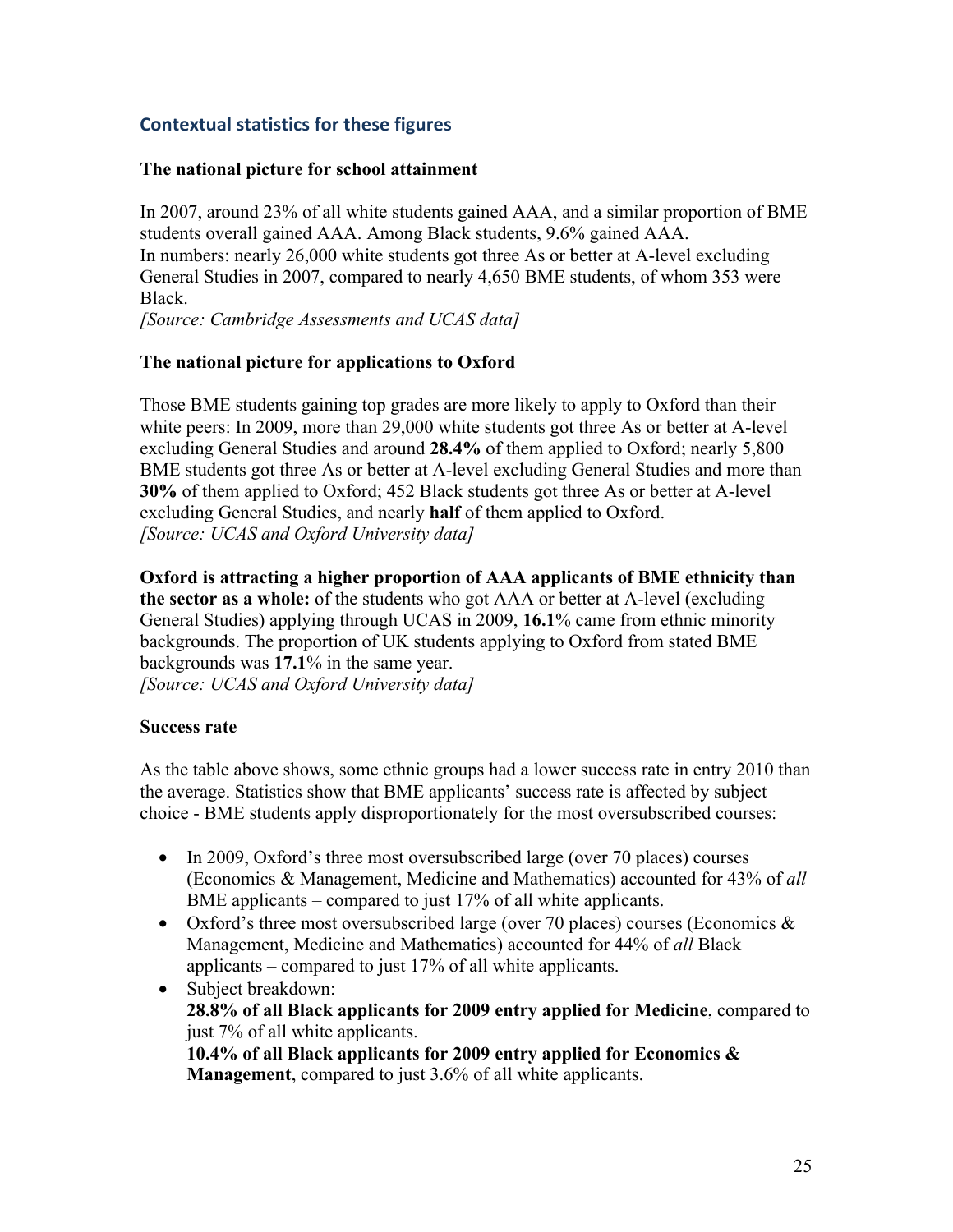## Contextual statistics for these figures

### The national picture for school attainment

In 2007, around 23% of all white students gained AAA, and a similar proportion of BME students overall gained AAA. Among Black students, 9.6% gained AAA.
In numbers: nearly 26,000 white students got three As or better at A-level excluding General Studies in 2007, compared to nearly 4,650 BME students, of whom 353 were Black.
*[Source: Cambridge Assessments and UCAS data]*

### The national picture for applications to Oxford

Those BME students gaining top grades are more likely to apply to Oxford than their white peers: In 2009, more than 29,000 white students got three As or better at A-level excluding General Studies and around **28.4%** of them applied to Oxford; nearly 5,800 BME students got three As or better at A-level excluding General Studies and more than **30%** of them applied to Oxford; 452 Black students got three As or better at A-level excluding General Studies, and nearly **half** of them applied to Oxford.
*[Source: UCAS and Oxford University data]*

**Oxford is attracting a higher proportion of AAA applicants of BME ethnicity than the sector as a whole:** of the students who got AAA or better at A-level (excluding General Studies) applying through UCAS in 2009, **16.1**% came from ethnic minority backgrounds. The proportion of UK students applying to Oxford from stated BME backgrounds was **17.1**% in the same year.
*[Source: UCAS and Oxford University data]*

### Success rate

As the table above shows, some ethnic groups had a lower success rate in entry 2010 than the average. Statistics show that BME applicants' success rate is affected by subject choice - BME students apply disproportionately for the most oversubscribed courses:

- In 2009, Oxford's three most oversubscribed large (over 70 places) courses (Economics & Management, Medicine and Mathematics) accounted for 43% of *all* BME applicants – compared to just 17% of all white applicants.
- Oxford's three most oversubscribed large (over 70 places) courses (Economics & Management, Medicine and Mathematics) accounted for 44% of *all* Black applicants – compared to just 17% of all white applicants.
- Subject breakdown:
  **28.8% of all Black applicants for 2009 entry applied for Medicine**, compared to just 7% of all white applicants.
  **10.4% of all Black applicants for 2009 entry applied for Economics & Management**, compared to just 3.6% of all white applicants.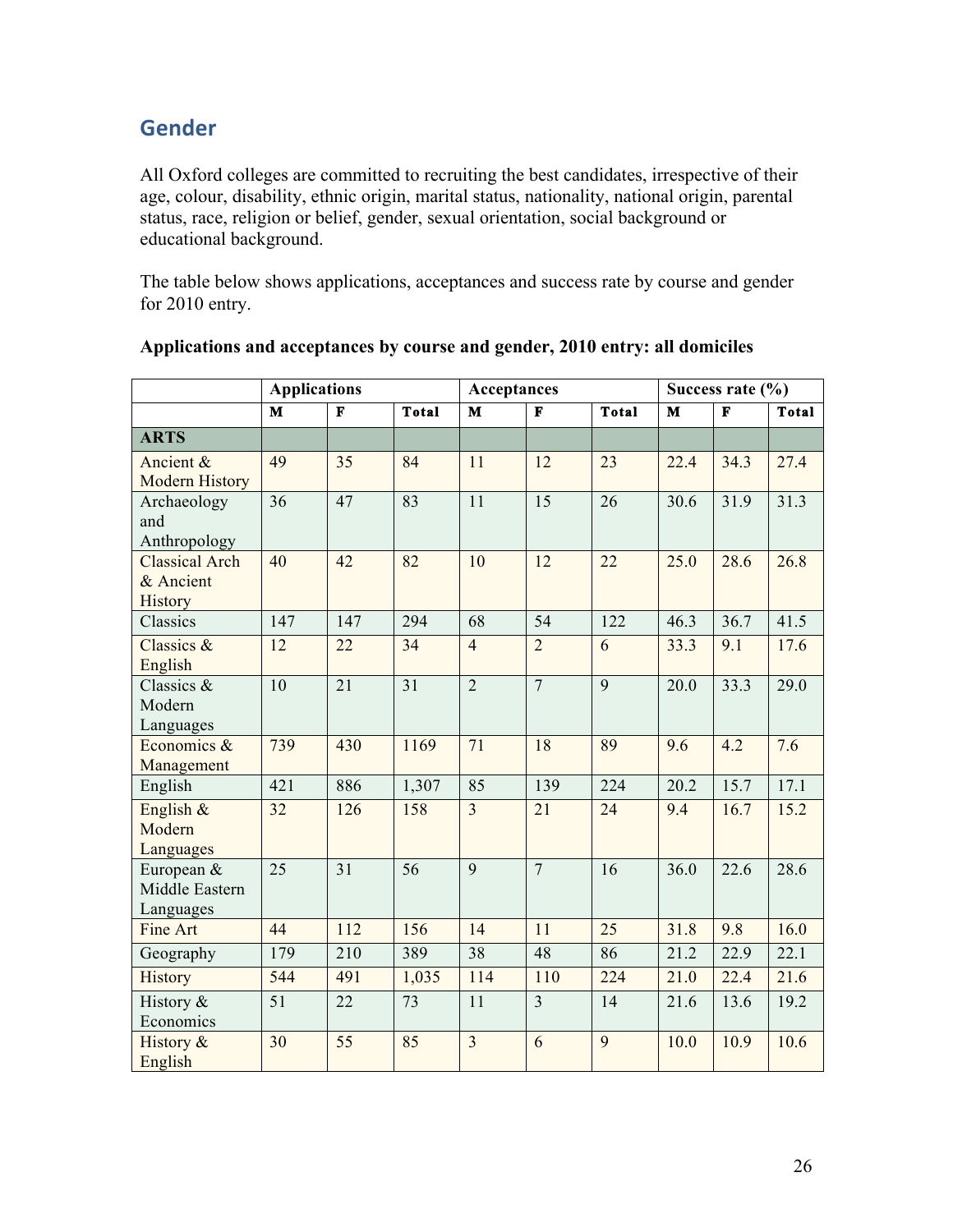## Gender

All Oxford colleges are committed to recruiting the best candidates, irrespective of their age, colour, disability, ethnic origin, marital status, nationality, national origin, parental status, race, religion or belief, gender, sexual orientation, social background or educational background.

The table below shows applications, acceptances and success rate by course and gender for 2010 entry.

**Applications and acceptances by course and gender, 2010 entry: all domiciles**

| | Applications | | | Acceptances | | | Success rate (%) | | |
|---|---|---|---|---|---|---|---|---|---|
| | **M** | **F** | **Total** | **M** | **F** | **Total** | **M** | **F** | **Total** |
| **ARTS** | | | | | | | | | |
| Ancient & Modern History | 49 | 35 | 84 | 11 | 12 | 23 | 22.4 | 34.3 | 27.4 |
| Archaeology and Anthropology | 36 | 47 | 83 | 11 | 15 | 26 | 30.6 | 31.9 | 31.3 |
| Classical Arch & Ancient History | 40 | 42 | 82 | 10 | 12 | 22 | 25.0 | 28.6 | 26.8 |
| Classics | 147 | 147 | 294 | 68 | 54 | 122 | 46.3 | 36.7 | 41.5 |
| Classics & English | 12 | 22 | 34 | 4 | 2 | 6 | 33.3 | 9.1 | 17.6 |
| Classics & Modern Languages | 10 | 21 | 31 | 2 | 7 | 9 | 20.0 | 33.3 | 29.0 |
| Economics & Management | 739 | 430 | 1169 | 71 | 18 | 89 | 9.6 | 4.2 | 7.6 |
| English | 421 | 886 | 1,307 | 85 | 139 | 224 | 20.2 | 15.7 | 17.1 |
| English & Modern Languages | 32 | 126 | 158 | 3 | 21 | 24 | 9.4 | 16.7 | 15.2 |
| European & Middle Eastern Languages | 25 | 31 | 56 | 9 | 7 | 16 | 36.0 | 22.6 | 28.6 |
| Fine Art | 44 | 112 | 156 | 14 | 11 | 25 | 31.8 | 9.8 | 16.0 |
| Geography | 179 | 210 | 389 | 38 | 48 | 86 | 21.2 | 22.9 | 22.1 |
| History | 544 | 491 | 1,035 | 114 | 110 | 224 | 21.0 | 22.4 | 21.6 |
| History & Economics | 51 | 22 | 73 | 11 | 3 | 14 | 21.6 | 13.6 | 19.2 |
| History & English | 30 | 55 | 85 | 3 | 6 | 9 | 10.0 | 10.9 | 10.6 |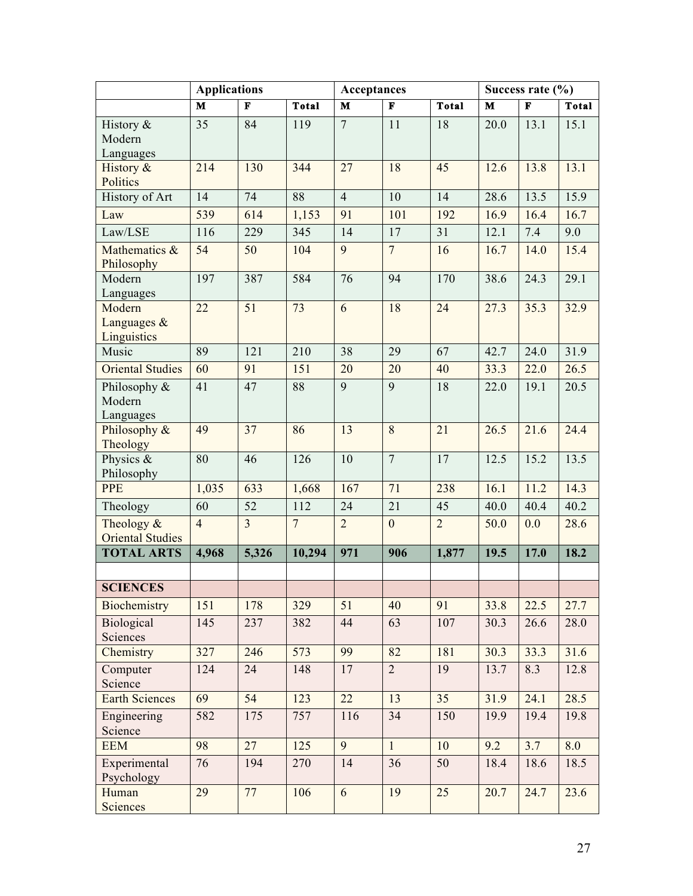| | Applications | | | Acceptances | | | Success rate (%) | | |
|---|---|---|---|---|---|---|---|---|---|
| | M | F | Total | M | F | Total | M | F | Total |
| History & Modern Languages | 35 | 84 | 119 | 7 | 11 | 18 | 20.0 | 13.1 | 15.1 |
| History & Politics | 214 | 130 | 344 | 27 | 18 | 45 | 12.6 | 13.8 | 13.1 |
| History of Art | 14 | 74 | 88 | 4 | 10 | 14 | 28.6 | 13.5 | 15.9 |
| Law | 539 | 614 | 1,153 | 91 | 101 | 192 | 16.9 | 16.4 | 16.7 |
| Law/LSE | 116 | 229 | 345 | 14 | 17 | 31 | 12.1 | 7.4 | 9.0 |
| Mathematics & Philosophy | 54 | 50 | 104 | 9 | 7 | 16 | 16.7 | 14.0 | 15.4 |
| Modern Languages | 197 | 387 | 584 | 76 | 94 | 170 | 38.6 | 24.3 | 29.1 |
| Modern Languages & Linguistics | 22 | 51 | 73 | 6 | 18 | 24 | 27.3 | 35.3 | 32.9 |
| Music | 89 | 121 | 210 | 38 | 29 | 67 | 42.7 | 24.0 | 31.9 |
| Oriental Studies | 60 | 91 | 151 | 20 | 20 | 40 | 33.3 | 22.0 | 26.5 |
| Philosophy & Modern Languages | 41 | 47 | 88 | 9 | 9 | 18 | 22.0 | 19.1 | 20.5 |
| Philosophy & Theology | 49 | 37 | 86 | 13 | 8 | 21 | 26.5 | 21.6 | 24.4 |
| Physics & Philosophy | 80 | 46 | 126 | 10 | 7 | 17 | 12.5 | 15.2 | 13.5 |
| PPE | 1,035 | 633 | 1,668 | 167 | 71 | 238 | 16.1 | 11.2 | 14.3 |
| Theology | 60 | 52 | 112 | 24 | 21 | 45 | 40.0 | 40.4 | 40.2 |
| Theology & Oriental Studies | 4 | 3 | 7 | 2 | 0 | 2 | 50.0 | 0.0 | 28.6 |
| **TOTAL ARTS** | **4,968** | **5,326** | **10,294** | **971** | **906** | **1,877** | **19.5** | **17.0** | **18.2** |
| | | | | | | | | | |
| **SCIENCES** | | | | | | | | | |
| Biochemistry | 151 | 178 | 329 | 51 | 40 | 91 | 33.8 | 22.5 | 27.7 |
| Biological Sciences | 145 | 237 | 382 | 44 | 63 | 107 | 30.3 | 26.6 | 28.0 |
| Chemistry | 327 | 246 | 573 | 99 | 82 | 181 | 30.3 | 33.3 | 31.6 |
| Computer Science | 124 | 24 | 148 | 17 | 2 | 19 | 13.7 | 8.3 | 12.8 |
| Earth Sciences | 69 | 54 | 123 | 22 | 13 | 35 | 31.9 | 24.1 | 28.5 |
| Engineering Science | 582 | 175 | 757 | 116 | 34 | 150 | 19.9 | 19.4 | 19.8 |
| EEM | 98 | 27 | 125 | 9 | 1 | 10 | 9.2 | 3.7 | 8.0 |
| Experimental Psychology | 76 | 194 | 270 | 14 | 36 | 50 | 18.4 | 18.6 | 18.5 |
| Human Sciences | 29 | 77 | 106 | 6 | 19 | 25 | 20.7 | 24.7 | 23.6 |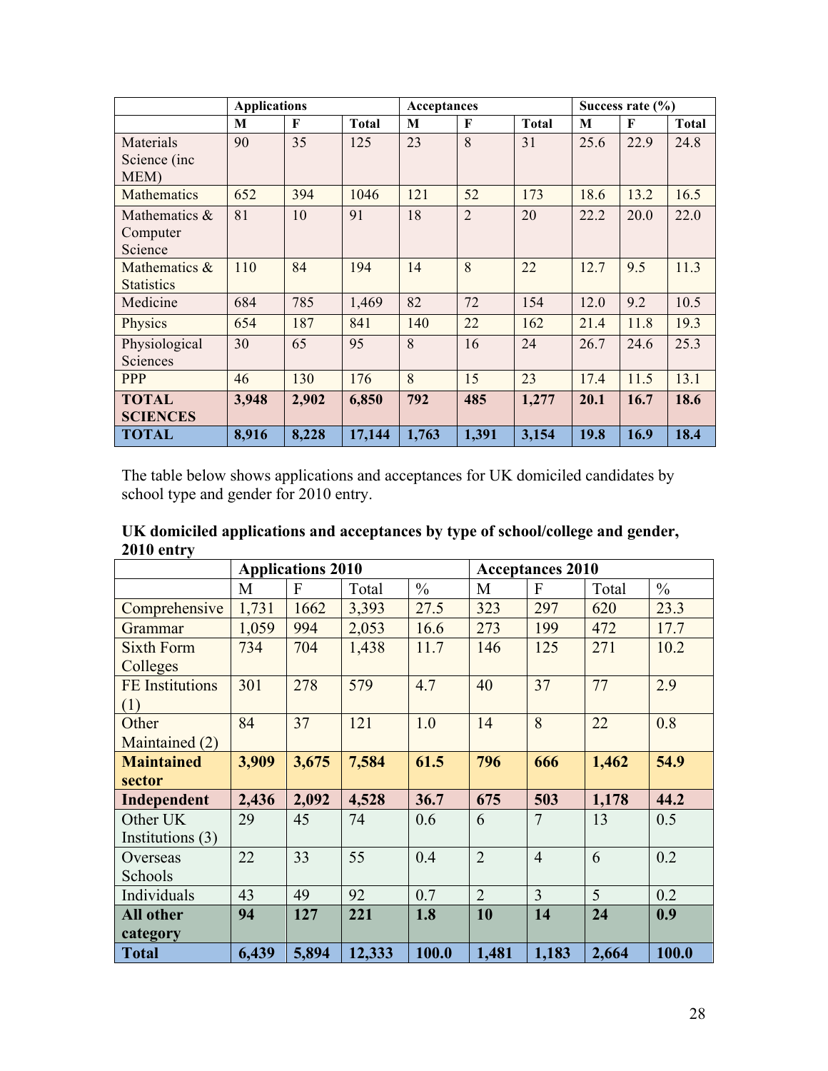| | Applications | | | Acceptances | | | Success rate (%) | | |
|---|---|---|---|---|---|---|---|---|---|
| | **M** | **F** | **Total** | **M** | **F** | **Total** | **M** | **F** | **Total** |
| Materials Science (inc MEM) | 90 | 35 | 125 | 23 | 8 | 31 | 25.6 | 22.9 | 24.8 |
| Mathematics | 652 | 394 | 1046 | 121 | 52 | 173 | 18.6 | 13.2 | 16.5 |
| Mathematics & Computer Science | 81 | 10 | 91 | 18 | 2 | 20 | 22.2 | 20.0 | 22.0 |
| Mathematics & Statistics | 110 | 84 | 194 | 14 | 8 | 22 | 12.7 | 9.5 | 11.3 |
| Medicine | 684 | 785 | 1,469 | 82 | 72 | 154 | 12.0 | 9.2 | 10.5 |
| Physics | 654 | 187 | 841 | 140 | 22 | 162 | 21.4 | 11.8 | 19.3 |
| Physiological Sciences | 30 | 65 | 95 | 8 | 16 | 24 | 26.7 | 24.6 | 25.3 |
| PPP | 46 | 130 | 176 | 8 | 15 | 23 | 17.4 | 11.5 | 13.1 |
| **TOTAL SCIENCES** | **3,948** | **2,902** | **6,850** | **792** | **485** | **1,277** | **20.1** | **16.7** | **18.6** |
| **TOTAL** | **8,916** | **8,228** | **17,144** | **1,763** | **1,391** | **3,154** | **19.8** | **16.9** | **18.4** |

The table below shows applications and acceptances for UK domiciled candidates by school type and gender for 2010 entry.

**UK domiciled applications and acceptances by type of school/college and gender, 2010 entry**

| | **Applications 2010** | | | | **Acceptances 2010** | | | |
|---|---|---|---|---|---|---|---|---|
| | M | F | Total | % | M | F | Total | % |
| Comprehensive | 1,731 | 1662 | 3,393 | 27.5 | 323 | 297 | 620 | 23.3 |
| Grammar | 1,059 | 994 | 2,053 | 16.6 | 273 | 199 | 472 | 17.7 |
| Sixth Form Colleges | 734 | 704 | 1,438 | 11.7 | 146 | 125 | 271 | 10.2 |
| FE Institutions (1) | 301 | 278 | 579 | 4.7 | 40 | 37 | 77 | 2.9 |
| Other Maintained (2) | 84 | 37 | 121 | 1.0 | 14 | 8 | 22 | 0.8 |
| **Maintained sector** | **3,909** | **3,675** | **7,584** | **61.5** | **796** | **666** | **1,462** | **54.9** |
| **Independent** | **2,436** | **2,092** | **4,528** | **36.7** | **675** | **503** | **1,178** | **44.2** |
| Other UK Institutions (3) | 29 | 45 | 74 | 0.6 | 6 | 7 | 13 | 0.5 |
| Overseas Schools | 22 | 33 | 55 | 0.4 | 2 | 4 | 6 | 0.2 |
| Individuals | 43 | 49 | 92 | 0.7 | 2 | 3 | 5 | 0.2 |
| **All other category** | **94** | **127** | **221** | **1.8** | **10** | **14** | **24** | **0.9** |
| **Total** | **6,439** | **5,894** | **12,333** | **100.0** | **1,481** | **1,183** | **2,664** | **100.0** |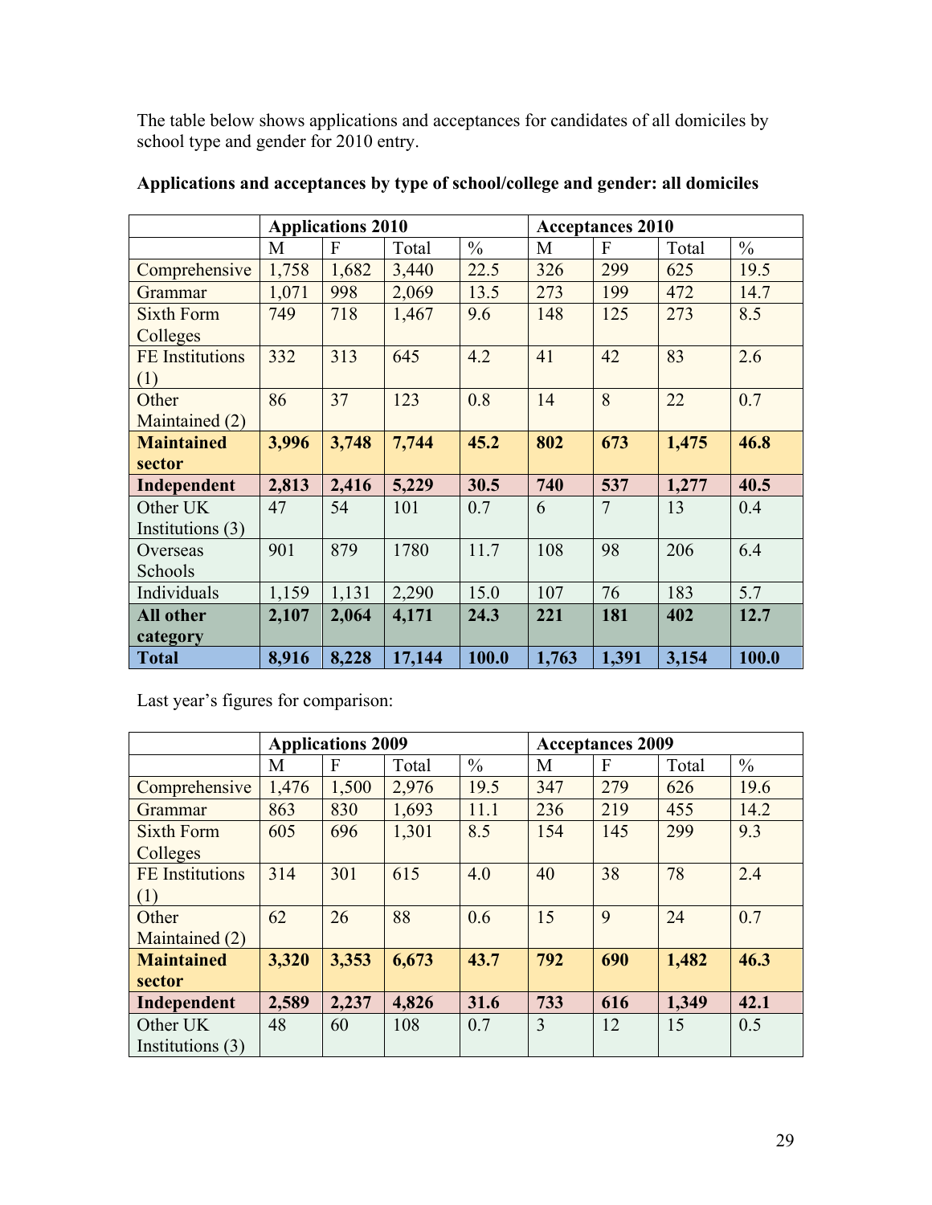The table below shows applications and acceptances for candidates of all domiciles by school type and gender for 2010 entry.

**Applications and acceptances by type of school/college and gender: all domiciles**

| | Applications 2010 | | | | Acceptances 2010 | | | |
|---|---|---|---|---|---|---|---|---|
| | M | F | Total | % | M | F | Total | % |
| Comprehensive | 1,758 | 1,682 | 3,440 | 22.5 | 326 | 299 | 625 | 19.5 |
| Grammar | 1,071 | 998 | 2,069 | 13.5 | 273 | 199 | 472 | 14.7 |
| Sixth Form Colleges | 749 | 718 | 1,467 | 9.6 | 148 | 125 | 273 | 8.5 |
| FE Institutions (1) | 332 | 313 | 645 | 4.2 | 41 | 42 | 83 | 2.6 |
| Other Maintained (2) | 86 | 37 | 123 | 0.8 | 14 | 8 | 22 | 0.7 |
| **Maintained sector** | **3,996** | **3,748** | **7,744** | **45.2** | **802** | **673** | **1,475** | **46.8** |
| **Independent** | **2,813** | **2,416** | **5,229** | **30.5** | **740** | **537** | **1,277** | **40.5** |
| Other UK Institutions (3) | 47 | 54 | 101 | 0.7 | 6 | 7 | 13 | 0.4 |
| Overseas Schools | 901 | 879 | 1780 | 11.7 | 108 | 98 | 206 | 6.4 |
| Individuals | 1,159 | 1,131 | 2,290 | 15.0 | 107 | 76 | 183 | 5.7 |
| **All other category** | **2,107** | **2,064** | **4,171** | **24.3** | **221** | **181** | **402** | **12.7** |
| **Total** | **8,916** | **8,228** | **17,144** | **100.0** | **1,763** | **1,391** | **3,154** | **100.0** |

Last year's figures for comparison:

| | Applications 2009 | | | | Acceptances 2009 | | | |
|---|---|---|---|---|---|---|---|---|
| | M | F | Total | % | M | F | Total | % |
| Comprehensive | 1,476 | 1,500 | 2,976 | 19.5 | 347 | 279 | 626 | 19.6 |
| Grammar | 863 | 830 | 1,693 | 11.1 | 236 | 219 | 455 | 14.2 |
| Sixth Form Colleges | 605 | 696 | 1,301 | 8.5 | 154 | 145 | 299 | 9.3 |
| FE Institutions (1) | 314 | 301 | 615 | 4.0 | 40 | 38 | 78 | 2.4 |
| Other Maintained (2) | 62 | 26 | 88 | 0.6 | 15 | 9 | 24 | 0.7 |
| **Maintained sector** | **3,320** | **3,353** | **6,673** | **43.7** | **792** | **690** | **1,482** | **46.3** |
| **Independent** | **2,589** | **2,237** | **4,826** | **31.6** | **733** | **616** | **1,349** | **42.1** |
| Other UK Institutions (3) | 48 | 60 | 108 | 0.7 | 3 | 12 | 15 | 0.5 |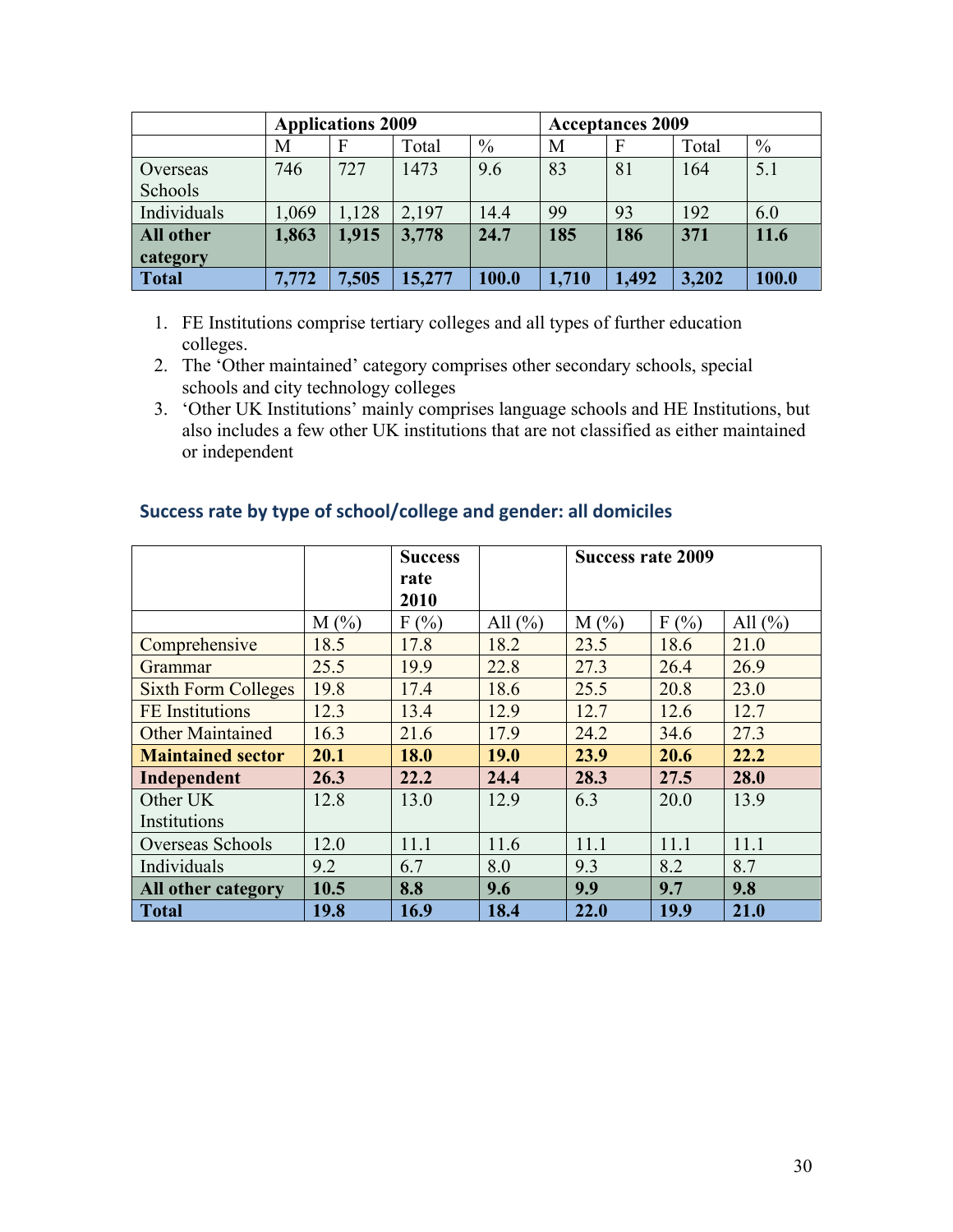| | Applications 2009 | | | | Acceptances 2009 | | | |
|---|---|---|---|---|---|---|---|---|
| | M | F | Total | % | M | F | Total | % |
| Overseas Schools | 746 | 727 | 1473 | 9.6 | 83 | 81 | 164 | 5.1 |
| Individuals | 1,069 | 1,128 | 2,197 | 14.4 | 99 | 93 | 192 | 6.0 |
| **All other category** | **1,863** | **1,915** | **3,778** | **24.7** | **185** | **186** | **371** | **11.6** |
| **Total** | **7,772** | **7,505** | **15,277** | **100.0** | **1,710** | **1,492** | **3,202** | **100.0** |

1. FE Institutions comprise tertiary colleges and all types of further education colleges.
2. The 'Other maintained' category comprises other secondary schools, special schools and city technology colleges
3. 'Other UK Institutions' mainly comprises language schools and HE Institutions, but also includes a few other UK institutions that are not classified as either maintained or independent

## Success rate by type of school/college and gender: all domiciles

| | | Success rate 2010 | | Success rate 2009 | | |
|---|---|---|---|---|---|---|
| | M (%) | F (%) | All (%) | M (%) | F (%) | All (%) |
| Comprehensive | 18.5 | 17.8 | 18.2 | 23.5 | 18.6 | 21.0 |
| Grammar | 25.5 | 19.9 | 22.8 | 27.3 | 26.4 | 26.9 |
| Sixth Form Colleges | 19.8 | 17.4 | 18.6 | 25.5 | 20.8 | 23.0 |
| FE Institutions | 12.3 | 13.4 | 12.9 | 12.7 | 12.6 | 12.7 |
| Other Maintained | 16.3 | 21.6 | 17.9 | 24.2 | 34.6 | 27.3 |
| **Maintained sector** | **20.1** | **18.0** | **19.0** | **23.9** | **20.6** | **22.2** |
| **Independent** | **26.3** | **22.2** | **24.4** | **28.3** | **27.5** | **28.0** |
| Other UK Institutions | 12.8 | 13.0 | 12.9 | 6.3 | 20.0 | 13.9 |
| Overseas Schools | 12.0 | 11.1 | 11.6 | 11.1 | 11.1 | 11.1 |
| Individuals | 9.2 | 6.7 | 8.0 | 9.3 | 8.2 | 8.7 |
| **All other category** | **10.5** | **8.8** | **9.6** | **9.9** | **9.7** | **9.8** |
| **Total** | **19.8** | **16.9** | **18.4** | **22.0** | **19.9** | **21.0** |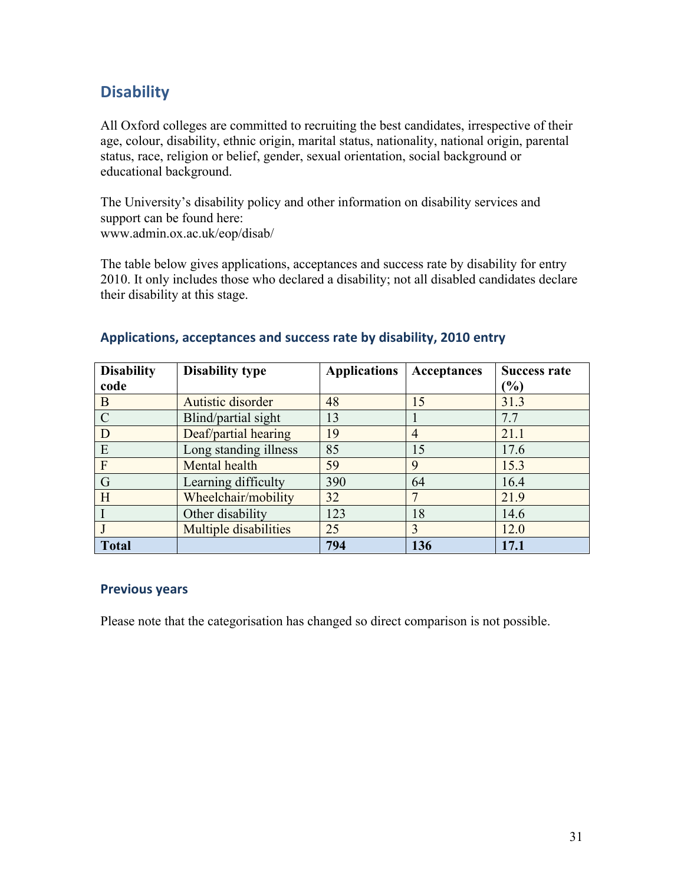## Disability

All Oxford colleges are committed to recruiting the best candidates, irrespective of their age, colour, disability, ethnic origin, marital status, nationality, national origin, parental status, race, religion or belief, gender, sexual orientation, social background or educational background.

The University's disability policy and other information on disability services and support can be found here:
www.admin.ox.ac.uk/eop/disab/

The table below gives applications, acceptances and success rate by disability for entry 2010. It only includes those who declared a disability; not all disabled candidates declare their disability at this stage.

### Applications, acceptances and success rate by disability, 2010 entry

| Disability code | Disability type | Applications | Acceptances | Success rate (%) |
|---|---|---|---|---|
| B | Autistic disorder | 48 | 15 | 31.3 |
| C | Blind/partial sight | 13 | 1 | 7.7 |
| D | Deaf/partial hearing | 19 | 4 | 21.1 |
| E | Long standing illness | 85 | 15 | 17.6 |
| F | Mental health | 59 | 9 | 15.3 |
| G | Learning difficulty | 390 | 64 | 16.4 |
| H | Wheelchair/mobility | 32 | 7 | 21.9 |
| I | Other disability | 123 | 18 | 14.6 |
| J | Multiple disabilities | 25 | 3 | 12.0 |
| **Total** | | **794** | **136** | **17.1** |

### Previous years

Please note that the categorisation has changed so direct comparison is not possible.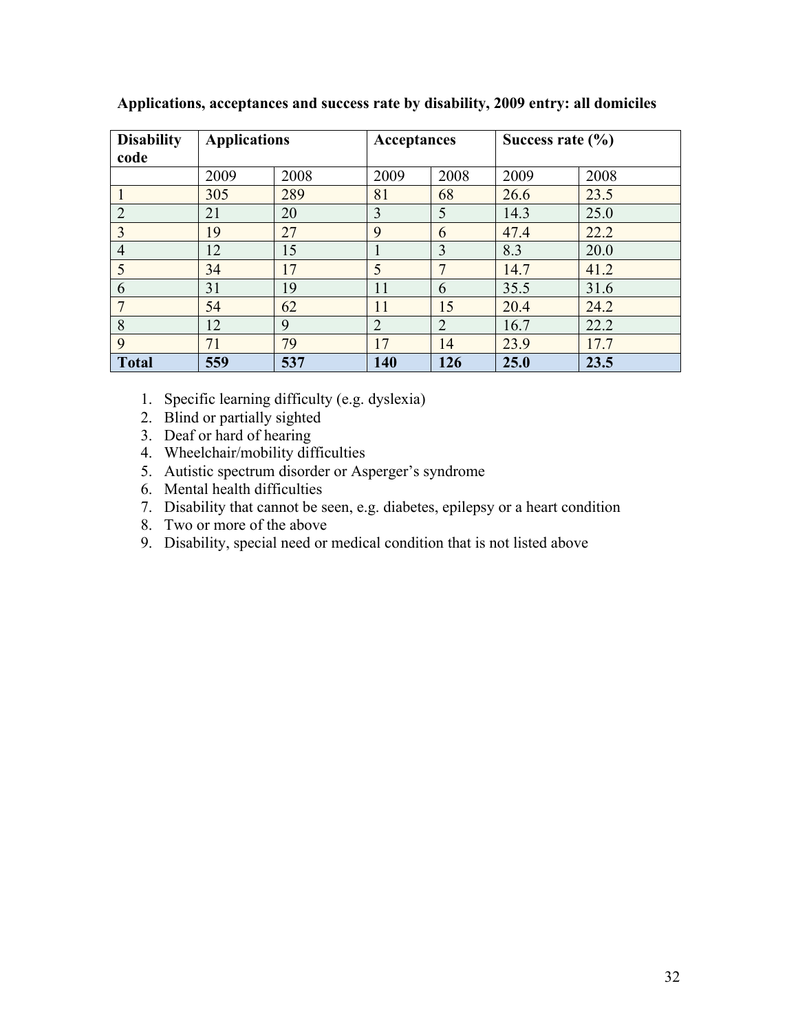**Applications, acceptances and success rate by disability, 2009 entry: all domiciles**

| Disability code | Applications | | Acceptances | | Success rate (%) | |
|---|---|---|---|---|---|---|
| | 2009 | 2008 | 2009 | 2008 | 2009 | 2008 |
| 1 | 305 | 289 | 81 | 68 | 26.6 | 23.5 |
| 2 | 21 | 20 | 3 | 5 | 14.3 | 25.0 |
| 3 | 19 | 27 | 9 | 6 | 47.4 | 22.2 |
| 4 | 12 | 15 | 1 | 3 | 8.3 | 20.0 |
| 5 | 34 | 17 | 5 | 7 | 14.7 | 41.2 |
| 6 | 31 | 19 | 11 | 6 | 35.5 | 31.6 |
| 7 | 54 | 62 | 11 | 15 | 20.4 | 24.2 |
| 8 | 12 | 9 | 2 | 2 | 16.7 | 22.2 |
| 9 | 71 | 79 | 17 | 14 | 23.9 | 17.7 |
| **Total** | **559** | **537** | **140** | **126** | **25.0** | **23.5** |

1. Specific learning difficulty (e.g. dyslexia)
2. Blind or partially sighted
3. Deaf or hard of hearing
4. Wheelchair/mobility difficulties
5. Autistic spectrum disorder or Asperger's syndrome
6. Mental health difficulties
7. Disability that cannot be seen, e.g. diabetes, epilepsy or a heart condition
8. Two or more of the above
9. Disability, special need or medical condition that is not listed above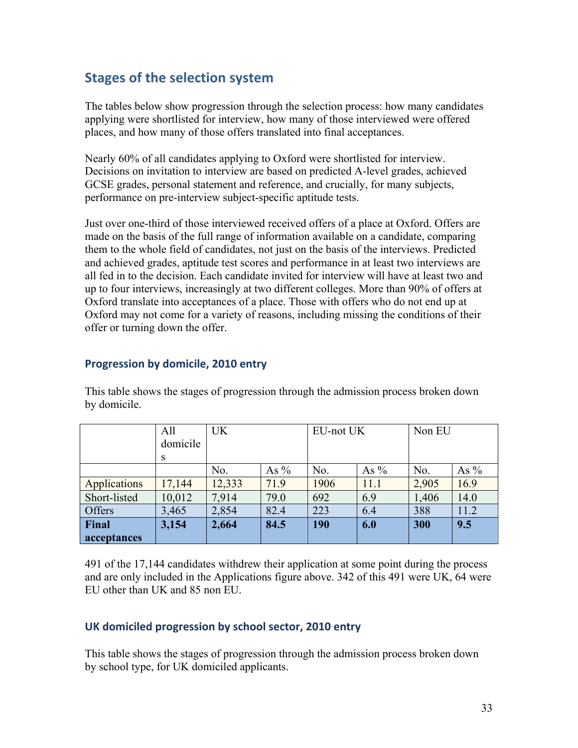## Stages of the selection system

The tables below show progression through the selection process: how many candidates applying were shortlisted for interview, how many of those interviewed were offered places, and how many of those offers translated into final acceptances.

Nearly 60% of all candidates applying to Oxford were shortlisted for interview. Decisions on invitation to interview are based on predicted A-level grades, achieved GCSE grades, personal statement and reference, and crucially, for many subjects, performance on pre-interview subject-specific aptitude tests.

Just over one-third of those interviewed received offers of a place at Oxford. Offers are made on the basis of the full range of information available on a candidate, comparing them to the whole field of candidates, not just on the basis of the interviews. Predicted and achieved grades, aptitude test scores and performance in at least two interviews are all fed in to the decision. Each candidate invited for interview will have at least two and up to four interviews, increasingly at two different colleges. More than 90% of offers at Oxford translate into acceptances of a place. Those with offers who do not end up at Oxford may not come for a variety of reasons, including missing the conditions of their offer or turning down the offer.

### Progression by domicile, 2010 entry

This table shows the stages of progression through the admission process broken down by domicile.

| | All domiciles | UK | | EU-not UK | | Non EU | |
|---|---|---|---|---|---|---|---|
| | | No. | As % | No. | As % | No. | As % |
| Applications | 17,144 | 12,333 | 71.9 | 1906 | 11.1 | 2,905 | 16.9 |
| Short-listed | 10,012 | 7,914 | 79.0 | 692 | 6.9 | 1,406 | 14.0 |
| Offers | 3,465 | 2,854 | 82.4 | 223 | 6.4 | 388 | 11.2 |
| **Final acceptances** | **3,154** | **2,664** | **84.5** | **190** | **6.0** | **300** | **9.5** |

491 of the 17,144 candidates withdrew their application at some point during the process and are only included in the Applications figure above. 342 of this 491 were UK, 64 were EU other than UK and 85 non EU.

### UK domiciled progression by school sector, 2010 entry

This table shows the stages of progression through the admission process broken down by school type, for UK domiciled applicants.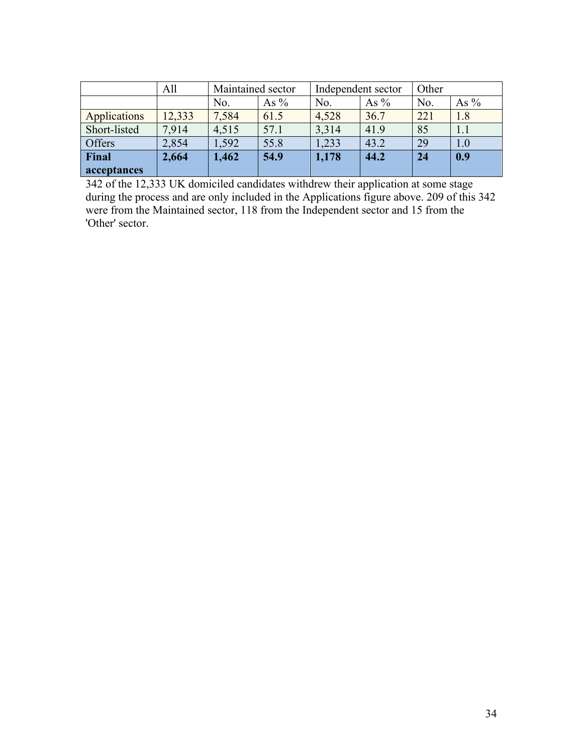| | All | Maintained sector | | Independent sector | | Other | |
|---|---|---|---|---|---|---|---|
| | | No. | As % | No. | As % | No. | As % |
| Applications | 12,333 | 7,584 | 61.5 | 4,528 | 36.7 | 221 | 1.8 |
| Short-listed | 7,914 | 4,515 | 57.1 | 3,314 | 41.9 | 85 | 1.1 |
| Offers | 2,854 | 1,592 | 55.8 | 1,233 | 43.2 | 29 | 1.0 |
| **Final acceptances** | **2,664** | **1,462** | **54.9** | **1,178** | **44.2** | **24** | **0.9** |

342 of the 12,333 UK domiciled candidates withdrew their application at some stage during the process and are only included in the Applications figure above. 209 of this 342 were from the Maintained sector, 118 from the Independent sector and 15 from the 'Other' sector.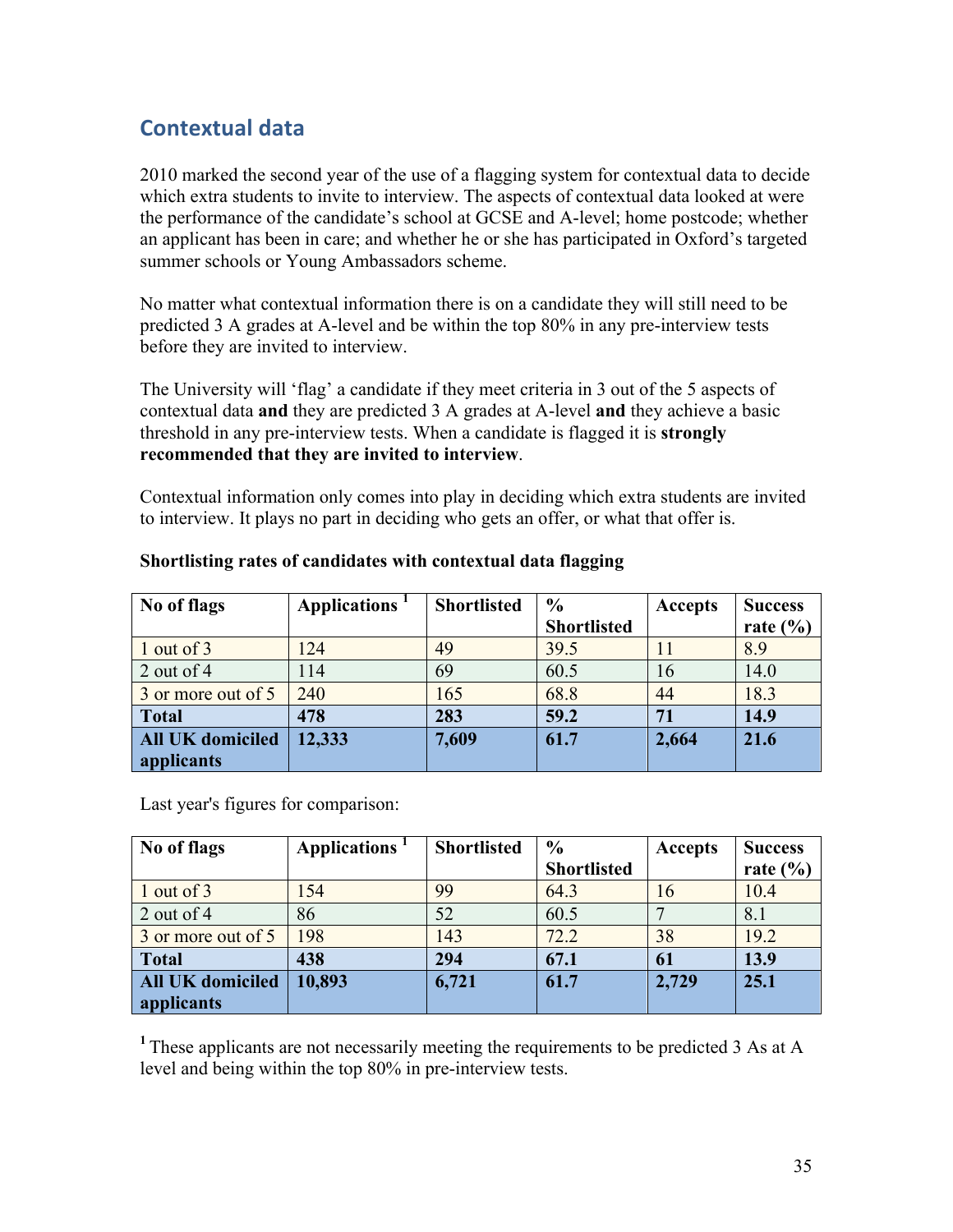## Contextual data

2010 marked the second year of the use of a flagging system for contextual data to decide which extra students to invite to interview. The aspects of contextual data looked at were the performance of the candidate's school at GCSE and A-level; home postcode; whether an applicant has been in care; and whether he or she has participated in Oxford's targeted summer schools or Young Ambassadors scheme.

No matter what contextual information there is on a candidate they will still need to be predicted 3 A grades at A-level and be within the top 80% in any pre-interview tests before they are invited to interview.

The University will 'flag' a candidate if they meet criteria in 3 out of the 5 aspects of contextual data **and** they are predicted 3 A grades at A-level **and** they achieve a basic threshold in any pre-interview tests. When a candidate is flagged it is **strongly recommended that they are invited to interview**.

Contextual information only comes into play in deciding which extra students are invited to interview. It plays no part in deciding who gets an offer, or what that offer is.

**Shortlisting rates of candidates with contextual data flagging**

| No of flags | Applications [1] | Shortlisted | % Shortlisted | Accepts | Success rate (%) |
|---|---|---|---|---|---|
| 1 out of 3 | 124 | 49 | 39.5 | 11 | 8.9 |
| 2 out of 4 | 114 | 69 | 60.5 | 16 | 14.0 |
| 3 or more out of 5 | 240 | 165 | 68.8 | 44 | 18.3 |
| **Total** | **478** | **283** | **59.2** | **71** | **14.9** |
| **All UK domiciled applicants** | **12,333** | **7,609** | **61.7** | **2,664** | **21.6** |

Last year's figures for comparison:

| No of flags | Applications [1] | Shortlisted | % Shortlisted | Accepts | Success rate (%) |
|---|---|---|---|---|---|
| 1 out of 3 | 154 | 99 | 64.3 | 16 | 10.4 |
| 2 out of 4 | 86 | 52 | 60.5 | 7 | 8.1 |
| 3 or more out of 5 | 198 | 143 | 72.2 | 38 | 19.2 |
| **Total** | **438** | **294** | **67.1** | **61** | **13.9** |
| **All UK domiciled applicants** | **10,893** | **6,721** | **61.7** | **2,729** | **25.1** |

[1] These applicants are not necessarily meeting the requirements to be predicted 3 As at A level and being within the top 80% in pre-interview tests.